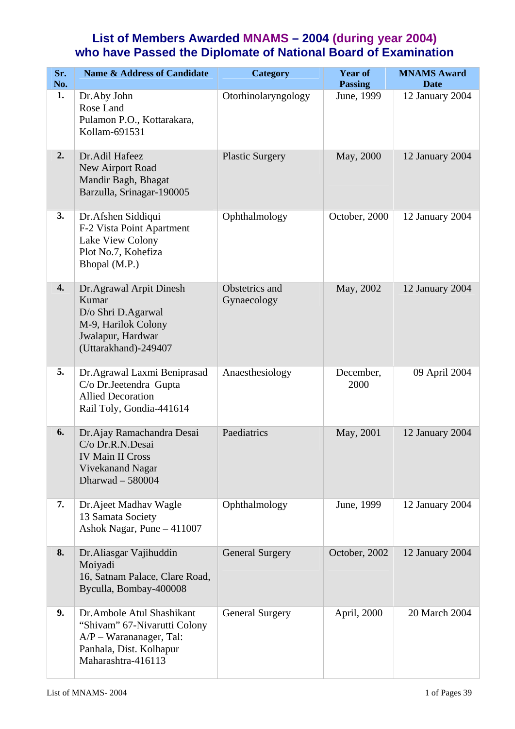# List of Members Awarded MNAMS – 2004 (during year 2004) who have Passed the Diplomate of National Board of Examination

| Sr. No. | Name & Address of Candidate | Category | Year of Passing | MNAMS Award Date |
|---|---|---|---|---|
| 1. | Dr.Aby John<br>Rose Land<br>Pulamon P.O., Kottarakara, Kollam-691531 | Otorhinolaryngology | June, 1999 | 12 January 2004 |
| 2. | Dr.Adil Hafeez<br>New Airport Road<br>Mandir Bagh, Bhagat<br>Barzulla, Srinagar-190005 | Plastic Surgery | May, 2000 | 12 January 2004 |
| 3. | Dr.Afshen Siddiqui<br>F-2 Vista Point Apartment<br>Lake View Colony<br>Plot No.7, Kohefiza<br>Bhopal (M.P.) | Ophthalmology | October, 2000 | 12 January 2004 |
| 4. | Dr.Agrawal Arpit Dinesh Kumar<br>D/o Shri D.Agarwal<br>M-9, Harilok Colony<br>Jwalapur, Hardwar<br>(Uttarakhand)-249407 | Obstetrics and Gynaecology | May, 2002 | 12 January 2004 |
| 5. | Dr.Agrawal Laxmi Beniprasad<br>C/o Dr.Jeetendra Gupta<br>Allied Decoration<br>Rail Toly, Gondia-441614 | Anaesthesiology | December, 2000 | 09 April 2004 |
| 6. | Dr.Ajay Ramachandra Desai<br>C/o Dr.R.N.Desai<br>IV Main II Cross<br>Vivekanand Nagar<br>Dharwad – 580004 | Paediatrics | May, 2001 | 12 January 2004 |
| 7. | Dr.Ajeet Madhav Wagle<br>13 Samata Society<br>Ashok Nagar, Pune – 411007 | Ophthalmology | June, 1999 | 12 January 2004 |
| 8. | Dr.Aliasgar Vajihuddin Moiyadi<br>16, Satnam Palace, Clare Road, Byculla, Bombay-400008 | General Surgery | October, 2002 | 12 January 2004 |
| 9. | Dr.Ambole Atul Shashikant<br>"Shivam" 67-Nivarutti Colony<br>A/P – Warananager, Tal: Panhala, Dist. Kolhapur<br>Maharashtra-416113 | General Surgery | April, 2000 | 20 March 2004 |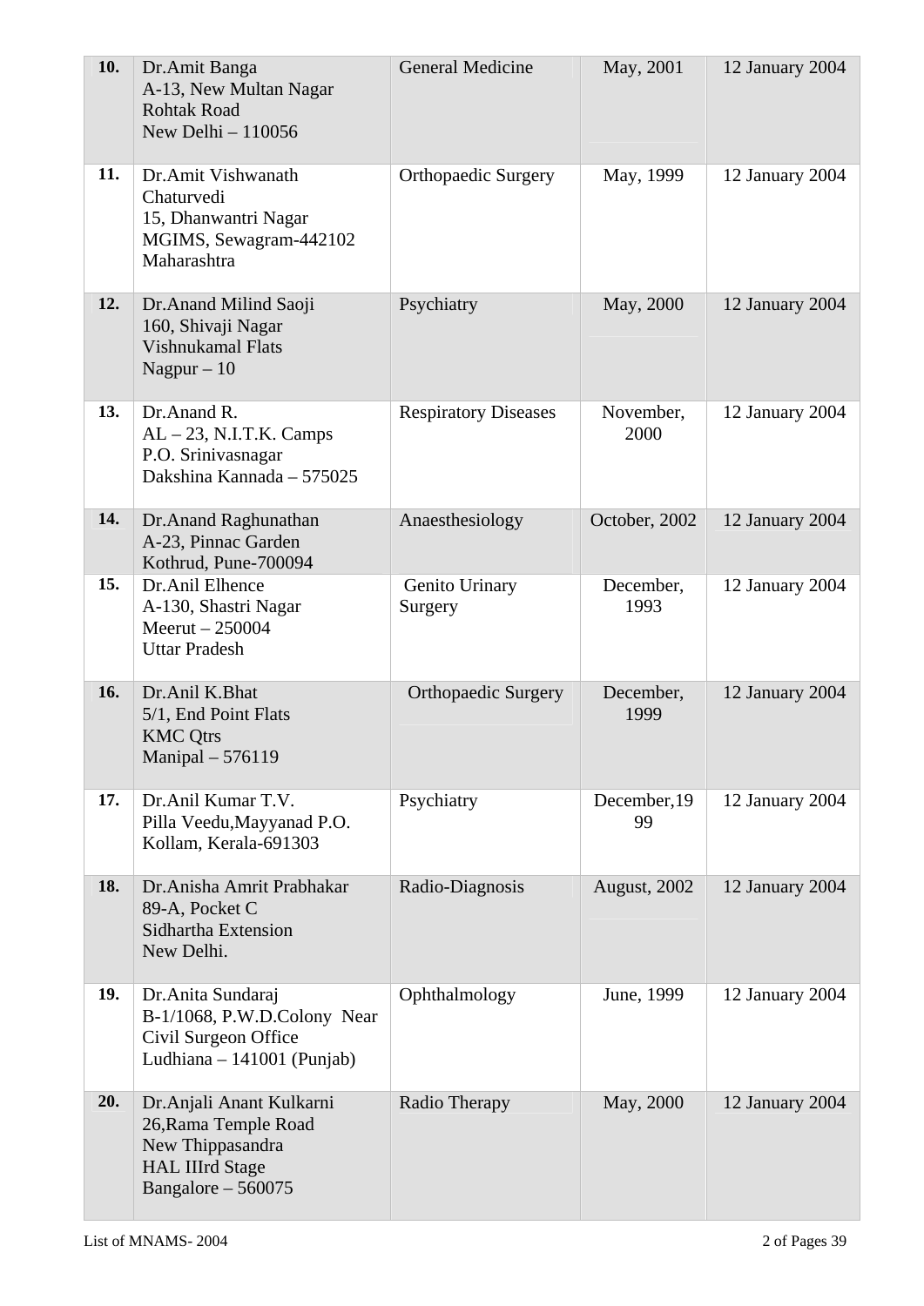| 10. | Dr.Amit Banga<br>A-13, New Multan Nagar<br>Rohtak Road<br>New Delhi – 110056 | General Medicine | May, 2001 | 12 January 2004 |
|---|---|---|---|---|
| 11. | Dr.Amit Vishwanath Chaturvedi<br>15, Dhanwantri Nagar<br>MGIMS, Sewagram-442102<br>Maharashtra | Orthopaedic Surgery | May, 1999 | 12 January 2004 |
| 12. | Dr.Anand Milind Saoji<br>160, Shivaji Nagar<br>Vishnukamal Flats<br>Nagpur – 10 | Psychiatry | May, 2000 | 12 January 2004 |
| 13. | Dr.Anand R.<br>AL – 23, N.I.T.K. Camps<br>P.O. Srinivasnagar<br>Dakshina Kannada – 575025 | Respiratory Diseases | November, 2000 | 12 January 2004 |
| 14. | Dr.Anand Raghunathan<br>A-23, Pinnac Garden<br>Kothrud, Pune-700094 | Anaesthesiology | October, 2002 | 12 January 2004 |
| 15. | Dr.Anil Elhence<br>A-130, Shastri Nagar<br>Meerut – 250004<br>Uttar Pradesh | Genito Urinary Surgery | December, 1993 | 12 January 2004 |
| 16. | Dr.Anil K.Bhat<br>5/1, End Point Flats<br>KMC Qtrs<br>Manipal – 576119 | Orthopaedic Surgery | December, 1999 | 12 January 2004 |
| 17. | Dr.Anil Kumar T.V.<br>Pilla Veedu,Mayyanad P.O.<br>Kollam, Kerala-691303 | Psychiatry | December,1999 | 12 January 2004 |
| 18. | Dr.Anisha Amrit Prabhakar<br>89-A, Pocket C<br>Sidhartha Extension<br>New Delhi. | Radio-Diagnosis | August, 2002 | 12 January 2004 |
| 19. | Dr.Anita Sundaraj<br>B-1/1068, P.W.D.Colony Near Civil Surgeon Office<br>Ludhiana – 141001 (Punjab) | Ophthalmology | June, 1999 | 12 January 2004 |
| 20. | Dr.Anjali Anant Kulkarni<br>26,Rama Temple Road<br>New Thippasandra<br>HAL IIIrd Stage<br>Bangalore – 560075 | Radio Therapy | May, 2000 | 12 January 2004 |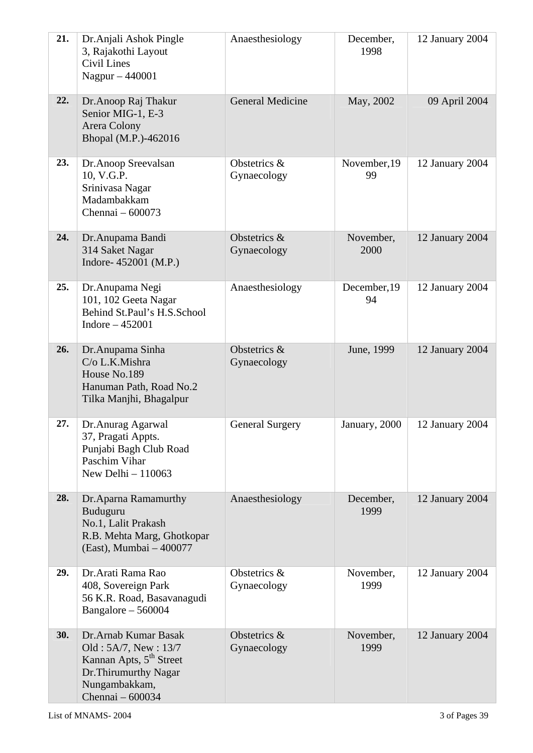| **21.** | Dr.Anjali Ashok Pingle<br>3, Rajakothi Layout<br>Civil Lines<br>Nagpur – 440001 | Anaesthesiology | December, 1998 | 12 January 2004 |
|---|---|---|---|---|
| **22.** | Dr.Anoop Raj Thakur<br>Senior MIG-1, E-3<br>Arera Colony<br>Bhopal (M.P.)-462016 | General Medicine | May, 2002 | 09 April 2004 |
| **23.** | Dr.Anoop Sreevalsan<br>10, V.G.P.<br>Srinivasa Nagar<br>Madambakkam<br>Chennai – 600073 | Obstetrics & Gynaecology | November,1999 | 12 January 2004 |
| **24.** | Dr.Anupama Bandi<br>314 Saket Nagar<br>Indore- 452001 (M.P.) | Obstetrics & Gynaecology | November, 2000 | 12 January 2004 |
| **25.** | Dr.Anupama Negi<br>101, 102 Geeta Nagar<br>Behind St.Paul's H.S.School<br>Indore – 452001 | Anaesthesiology | December,1994 | 12 January 2004 |
| **26.** | Dr.Anupama Sinha<br>C/o L.K.Mishra<br>House No.189<br>Hanuman Path, Road No.2<br>Tilka Manjhi, Bhagalpur | Obstetrics & Gynaecology | June, 1999 | 12 January 2004 |
| **27.** | Dr.Anurag Agarwal<br>37, Pragati Appts.<br>Punjabi Bagh Club Road<br>Paschim Vihar<br>New Delhi – 110063 | General Surgery | January, 2000 | 12 January 2004 |
| **28.** | Dr.Aparna Ramamurthy Buduguru<br>No.1, Lalit Prakash<br>R.B. Mehta Marg, Ghotkopar (East), Mumbai – 400077 | Anaesthesiology | December, 1999 | 12 January 2004 |
| **29.** | Dr.Arati Rama Rao<br>408, Sovereign Park<br>56 K.R. Road, Basavanagudi<br>Bangalore – 560004 | Obstetrics & Gynaecology | November, 1999 | 12 January 2004 |
| **30.** | Dr.Arnab Kumar Basak<br>Old : 5A/7, New : 13/7<br>Kannan Apts, 5th Street<br>Dr.Thirumurthy Nagar<br>Nungambakkam,<br>Chennai – 600034 | Obstetrics & Gynaecology | November, 1999 | 12 January 2004 |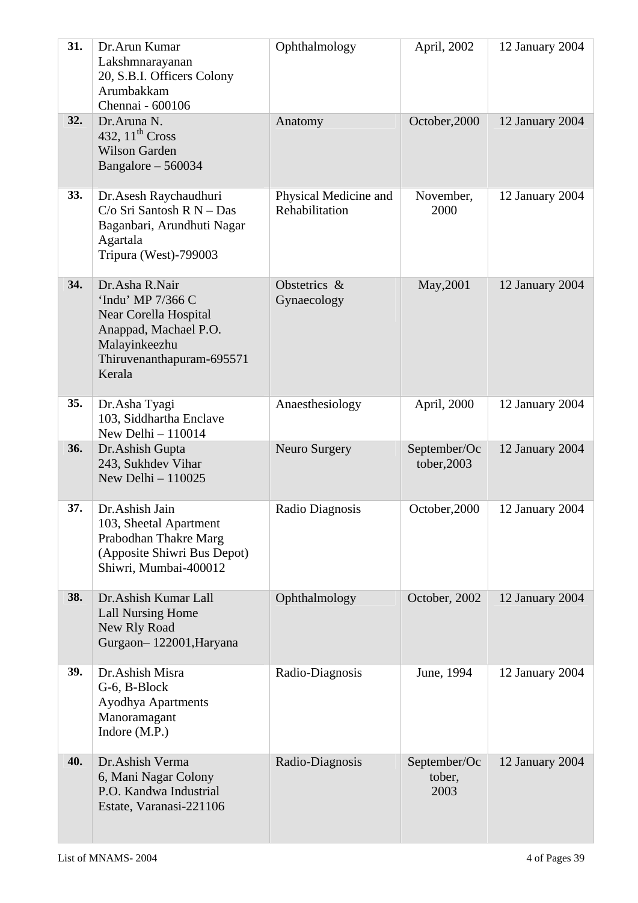| | | | | |
|---|---|---|---|---|
| **31.** | Dr.Arun Kumar Lakshmnarayanan<br>20, S.B.I. Officers Colony<br>Arumbakkam<br>Chennai - 600106 | Ophthalmology | April, 2002 | 12 January 2004 |
| **32.** | Dr.Aruna N.<br>432, 11th Cross<br>Wilson Garden<br>Bangalore – 560034 | Anatomy | October,2000 | 12 January 2004 |
| **33.** | Dr.Asesh Raychaudhuri<br>C/o Sri Santosh R N – Das<br>Baganbari, Arundhuti Nagar<br>Agartala<br>Tripura (West)-799003 | Physical Medicine and Rehabilitation | November, 2000 | 12 January 2004 |
| **34.** | Dr.Asha R.Nair<br>'Indu' MP 7/366 C<br>Near Corella Hospital<br>Anappad, Machael P.O.<br>Malayinkeezhu<br>Thiruvenanthapuram-695571<br>Kerala | Obstetrics & Gynaecology | May,2001 | 12 January 2004 |
| **35.** | Dr.Asha Tyagi<br>103, Siddhartha Enclave<br>New Delhi – 110014 | Anaesthesiology | April, 2000 | 12 January 2004 |
| **36.** | Dr.Ashish Gupta<br>243, Sukhdev Vihar<br>New Delhi – 110025 | Neuro Surgery | September/October,2003 | 12 January 2004 |
| **37.** | Dr.Ashish Jain<br>103, Sheetal Apartment<br>Prabodhan Thakre Marg<br>(Apposite Shiwri Bus Depot)<br>Shiwri, Mumbai-400012 | Radio Diagnosis | October,2000 | 12 January 2004 |
| **38.** | Dr.Ashish Kumar Lall<br>Lall Nursing Home<br>New Rly Road<br>Gurgaon– 122001,Haryana | Ophthalmology | October, 2002 | 12 January 2004 |
| **39.** | Dr.Ashish Misra<br>G-6, B-Block<br>Ayodhya Apartments<br>Manoramagant<br>Indore (M.P.) | Radio-Diagnosis | June, 1994 | 12 January 2004 |
| **40.** | Dr.Ashish Verma<br>6, Mani Nagar Colony<br>P.O. Kandwa Industrial Estate, Varanasi-221106 | Radio-Diagnosis | September/October, 2003 | 12 January 2004 |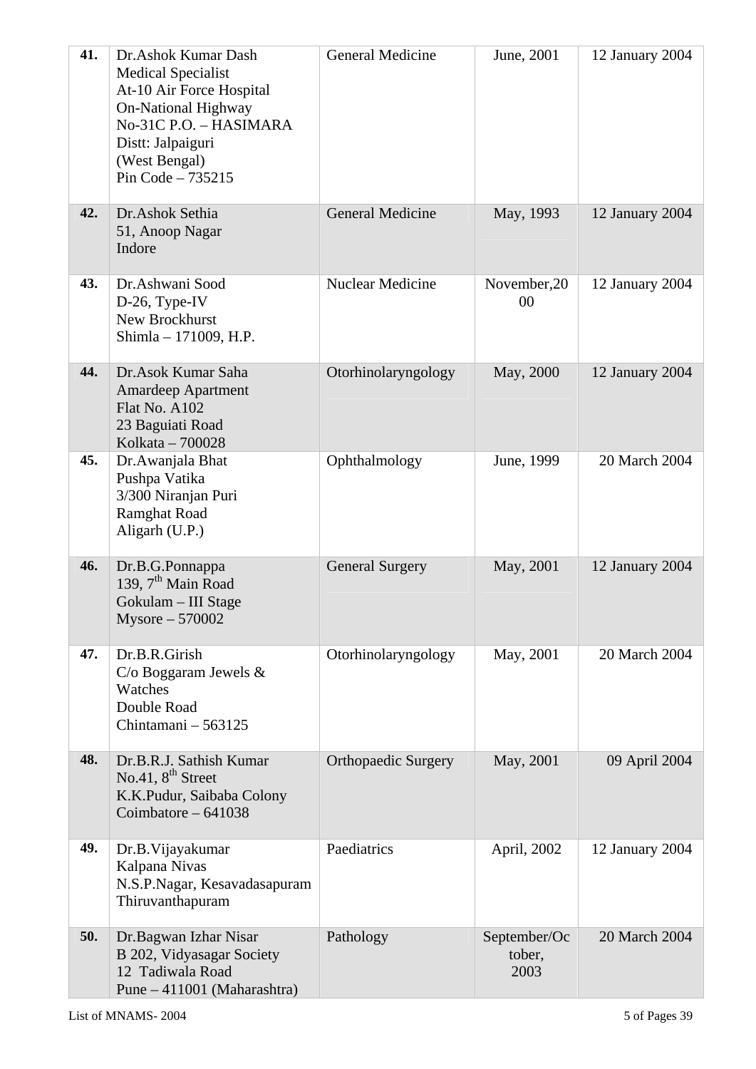| | | | | |
|---|---|---|---|---|
| **41.** | Dr.Ashok Kumar Dash<br>Medical Specialist<br>At-10 Air Force Hospital<br>On-National Highway<br>No-31C P.O. – HASIMARA<br>Distt: Jalpaiguri<br>(West Bengal)<br>Pin Code – 735215 | General Medicine | June, 2001 | 12 January 2004 |
| **42.** | Dr.Ashok Sethia<br>51, Anoop Nagar<br>Indore | General Medicine | May, 1993 | 12 January 2004 |
| **43.** | Dr.Ashwani Sood<br>D-26, Type-IV<br>New Brockhurst<br>Shimla – 171009, H.P. | Nuclear Medicine | November,2000 | 12 January 2004 |
| **44.** | Dr.Asok Kumar Saha<br>Amardeep Apartment<br>Flat No. A102<br>23 Baguiati Road<br>Kolkata – 700028 | Otorhinolaryngology | May, 2000 | 12 January 2004 |
| **45.** | Dr.Awanjala Bhat<br>Pushpa Vatika<br>3/300 Niranjan Puri<br>Ramghat Road<br>Aligarh (U.P.) | Ophthalmology | June, 1999 | 20 March 2004 |
| **46.** | Dr.B.G.Ponnappa<br>139, 7th Main Road<br>Gokulam – III Stage<br>Mysore – 570002 | General Surgery | May, 2001 | 12 January 2004 |
| **47.** | Dr.B.R.Girish<br>C/o Boggaram Jewels & Watches<br>Double Road<br>Chintamani – 563125 | Otorhinolaryngology | May, 2001 | 20 March 2004 |
| **48.** | Dr.B.R.J. Sathish Kumar<br>No.41, 8th Street<br>K.K.Pudur, Saibaba Colony<br>Coimbatore – 641038 | Orthopaedic Surgery | May, 2001 | 09 April 2004 |
| **49.** | Dr.B.Vijayakumar<br>Kalpana Nivas<br>N.S.P.Nagar, Kesavadasapuram<br>Thiruvanthapuram | Paediatrics | April, 2002 | 12 January 2004 |
| **50.** | Dr.Bagwan Izhar Nisar<br>B 202, Vidyasagar Society<br>12 Tadiwala Road<br>Pune – 411001 (Maharashtra) | Pathology | September/October, 2003 | 20 March 2004 |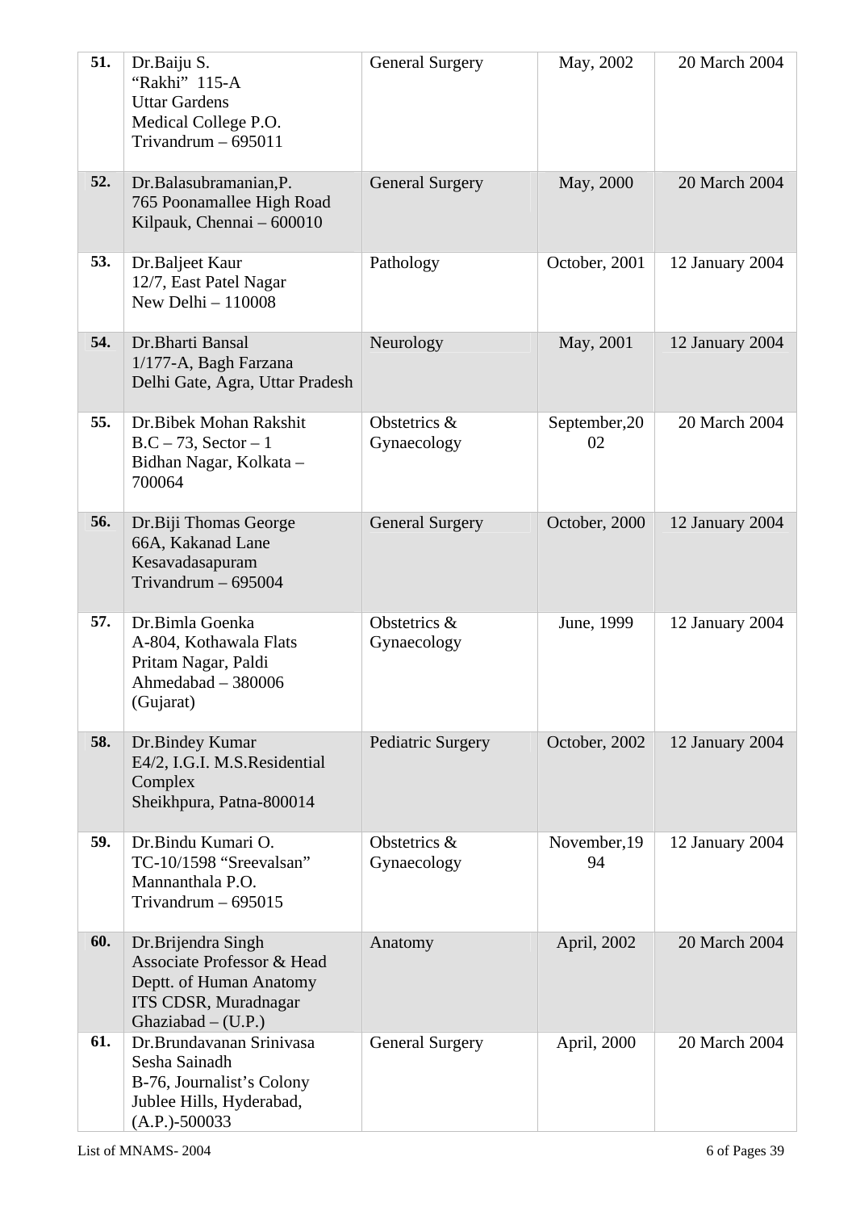| **51.** | Dr.Baiju S.<br>"Rakhi" 115-A<br>Uttar Gardens<br>Medical College P.O.<br>Trivandrum – 695011 | General Surgery | May, 2002 | 20 March 2004 |
|---|---|---|---|---|
| **52.** | Dr.Balasubramanian,P.<br>765 Poonamallee High Road<br>Kilpauk, Chennai – 600010 | General Surgery | May, 2000 | 20 March 2004 |
| **53.** | Dr.Baljeet Kaur<br>12/7, East Patel Nagar<br>New Delhi – 110008 | Pathology | October, 2001 | 12 January 2004 |
| **54.** | Dr.Bharti Bansal<br>1/177-A, Bagh Farzana<br>Delhi Gate, Agra, Uttar Pradesh | Neurology | May, 2001 | 12 January 2004 |
| **55.** | Dr.Bibek Mohan Rakshit<br>B.C – 73, Sector – 1<br>Bidhan Nagar, Kolkata – 700064 | Obstetrics & Gynaecology | September,2002 | 20 March 2004 |
| **56.** | Dr.Biji Thomas George<br>66A, Kakanad Lane<br>Kesavadasapuram<br>Trivandrum – 695004 | General Surgery | October, 2000 | 12 January 2004 |
| **57.** | Dr.Bimla Goenka<br>A-804, Kothawala Flats<br>Pritam Nagar, Paldi<br>Ahmedabad – 380006<br>(Gujarat) | Obstetrics & Gynaecology | June, 1999 | 12 January 2004 |
| **58.** | Dr.Bindey Kumar<br>E4/2, I.G.I. M.S.Residential Complex<br>Sheikhpura, Patna-800014 | Pediatric Surgery | October, 2002 | 12 January 2004 |
| **59.** | Dr.Bindu Kumari O.<br>TC-10/1598 "Sreevalsan"<br>Mannanthala P.O.<br>Trivandrum – 695015 | Obstetrics & Gynaecology | November,1994 | 12 January 2004 |
| **60.** | Dr.Brijendra Singh<br>Associate Professor & Head<br>Deptt. of Human Anatomy<br>ITS CDSR, Muradnagar<br>Ghaziabad – (U.P.) | Anatomy | April, 2002 | 20 March 2004 |
| **61.** | Dr.Brundavanan Srinivasa Sesha Sainadh<br>B-76, Journalist's Colony<br>Jublee Hills, Hyderabad, (A.P.)-500033 | General Surgery | April, 2000 | 20 March 2004 |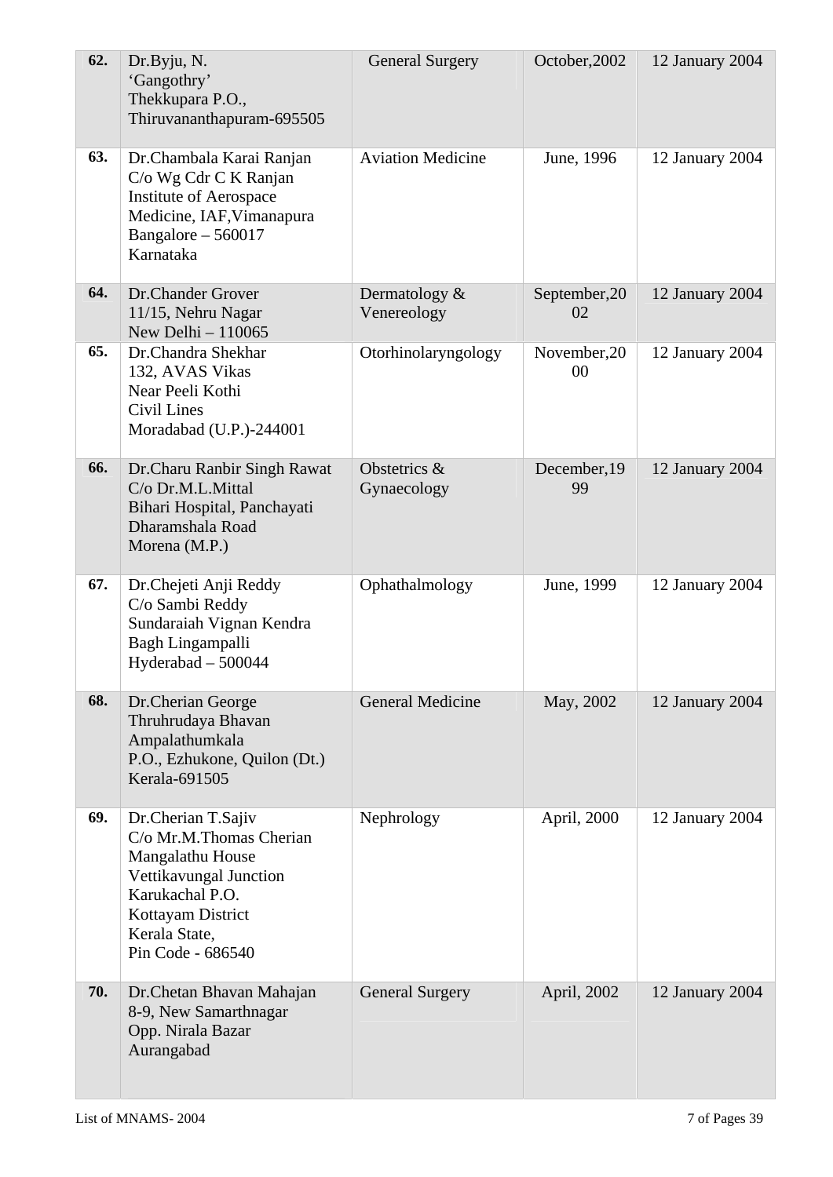| **62.** | Dr.Byju, N.<br>'Gangothry'<br>Thekkupara P.O.,<br>Thiruvananthapuram-695505 | General Surgery | October,2002 | 12 January 2004 |
|---|---|---|---|---|
| **63.** | Dr.Chambala Karai Ranjan<br>C/o Wg Cdr C K Ranjan<br>Institute of Aerospace Medicine, IAF,Vimanapura<br>Bangalore – 560017<br>Karnataka | Aviation Medicine | June, 1996 | 12 January 2004 |
| **64.** | Dr.Chander Grover<br>11/15, Nehru Nagar<br>New Delhi – 110065 | Dermatology & Venereology | September,2002 | 12 January 2004 |
| **65.** | Dr.Chandra Shekhar<br>132, AVAS Vikas<br>Near Peeli Kothi<br>Civil Lines<br>Moradabad (U.P.)-244001 | Otorhinolaryngology | November,2000 | 12 January 2004 |
| **66.** | Dr.Charu Ranbir Singh Rawat<br>C/o Dr.M.L.Mittal<br>Bihari Hospital, Panchayati Dharamshala Road<br>Morena (M.P.) | Obstetrics & Gynaecology | December,1999 | 12 January 2004 |
| **67.** | Dr.Chejeti Anji Reddy<br>C/o Sambi Reddy<br>Sundaraiah Vignan Kendra<br>Bagh Lingampalli<br>Hyderabad – 500044 | Ophathalmology | June, 1999 | 12 January 2004 |
| **68.** | Dr.Cherian George<br>Thruhrudaya Bhavan<br>Ampalathumkala<br>P.O., Ezhukone, Quilon (Dt.)<br>Kerala-691505 | General Medicine | May, 2002 | 12 January 2004 |
| **69.** | Dr.Cherian T.Sajiv<br>C/o Mr.M.Thomas Cherian<br>Mangalathu House<br>Vettikavungal Junction<br>Karukachal P.O.<br>Kottayam District<br>Kerala State,<br>Pin Code - 686540 | Nephrology | April, 2000 | 12 January 2004 |
| **70.** | Dr.Chetan Bhavan Mahajan<br>8-9, New Samarthnagar<br>Opp. Nirala Bazar<br>Aurangabad | General Surgery | April, 2002 | 12 January 2004 |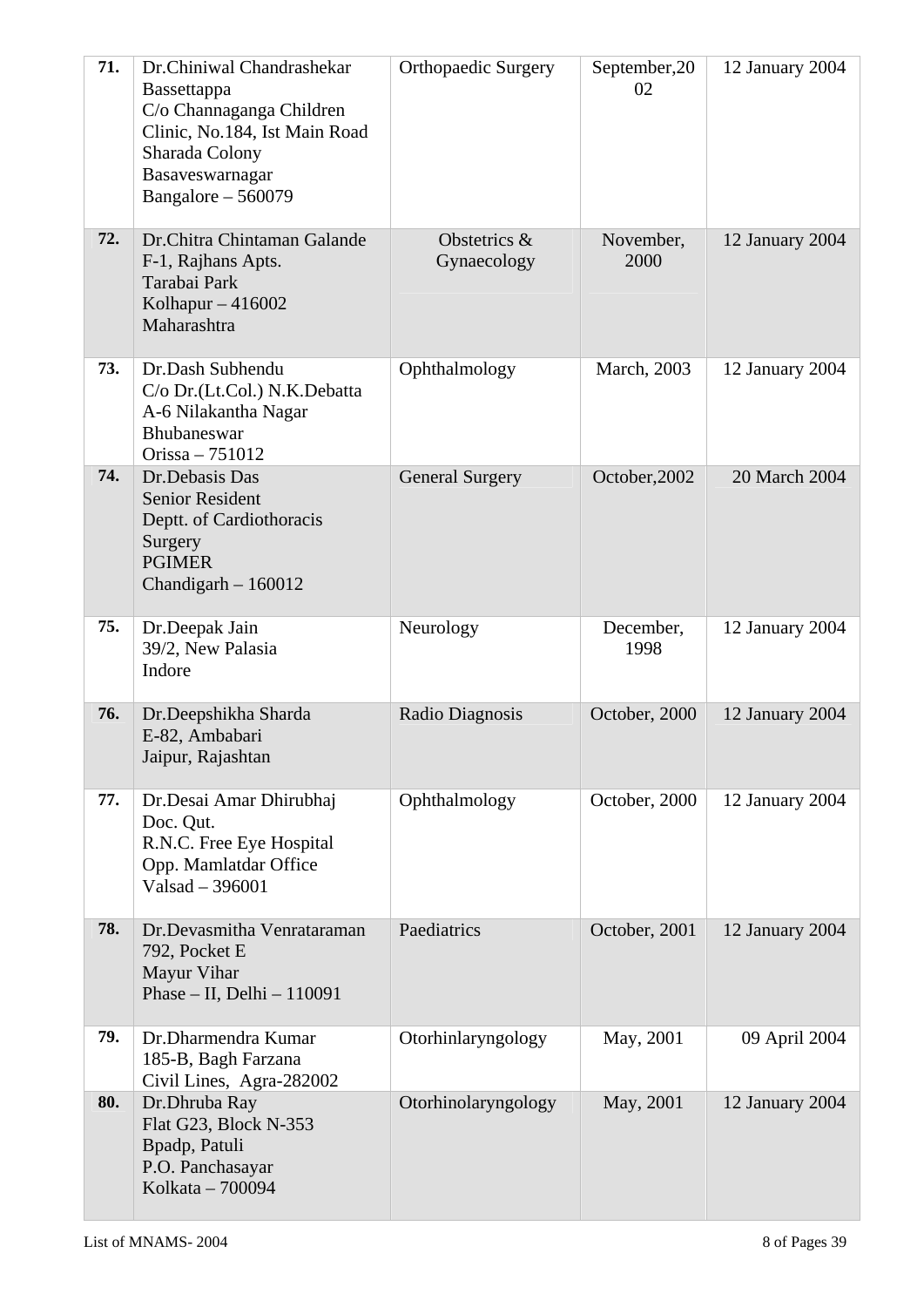| | | | | |
|---|---|---|---|---|
| **71.** | Dr.Chiniwal Chandrashekar Bassettappa<br>C/o Channaganga Children Clinic, No.184, Ist Main Road<br>Sharada Colony<br>Basaveswarnagar<br>Bangalore – 560079 | Orthopaedic Surgery | September,2002 | 12 January 2004 |
| **72.** | Dr.Chitra Chintaman Galande<br>F-1, Rajhans Apts.<br>Tarabai Park<br>Kolhapur – 416002<br>Maharashtra | Obstetrics & Gynaecology | November, 2000 | 12 January 2004 |
| **73.** | Dr.Dash Subhendu<br>C/o Dr.(Lt.Col.) N.K.Debatta<br>A-6 Nilakantha Nagar<br>Bhubaneswar<br>Orissa – 751012 | Ophthalmology | March, 2003 | 12 January 2004 |
| **74.** | Dr.Debasis Das<br>Senior Resident<br>Deptt. of Cardiothoracis Surgery<br>PGIMER<br>Chandigarh – 160012 | General Surgery | October,2002 | 20 March 2004 |
| **75.** | Dr.Deepak Jain<br>39/2, New Palasia<br>Indore | Neurology | December, 1998 | 12 January 2004 |
| **76.** | Dr.Deepshikha Sharda<br>E-82, Ambabari<br>Jaipur, Rajashtan | Radio Diagnosis | October, 2000 | 12 January 2004 |
| **77.** | Dr.Desai Amar Dhirubhaj<br>Doc. Qut.<br>R.N.C. Free Eye Hospital<br>Opp. Mamlatdar Office<br>Valsad – 396001 | Ophthalmology | October, 2000 | 12 January 2004 |
| **78.** | Dr.Devasmitha Venrataraman<br>792, Pocket E<br>Mayur Vihar<br>Phase – II, Delhi – 110091 | Paediatrics | October, 2001 | 12 January 2004 |
| **79.** | Dr.Dharmendra Kumar<br>185-B, Bagh Farzana<br>Civil Lines, Agra-282002 | Otorhinlaryngology | May, 2001 | 09 April 2004 |
| **80.** | Dr.Dhruba Ray<br>Flat G23, Block N-353<br>Bpadp, Patuli<br>P.O. Panchasayar<br>Kolkata – 700094 | Otorhinolaryngology | May, 2001 | 12 January 2004 |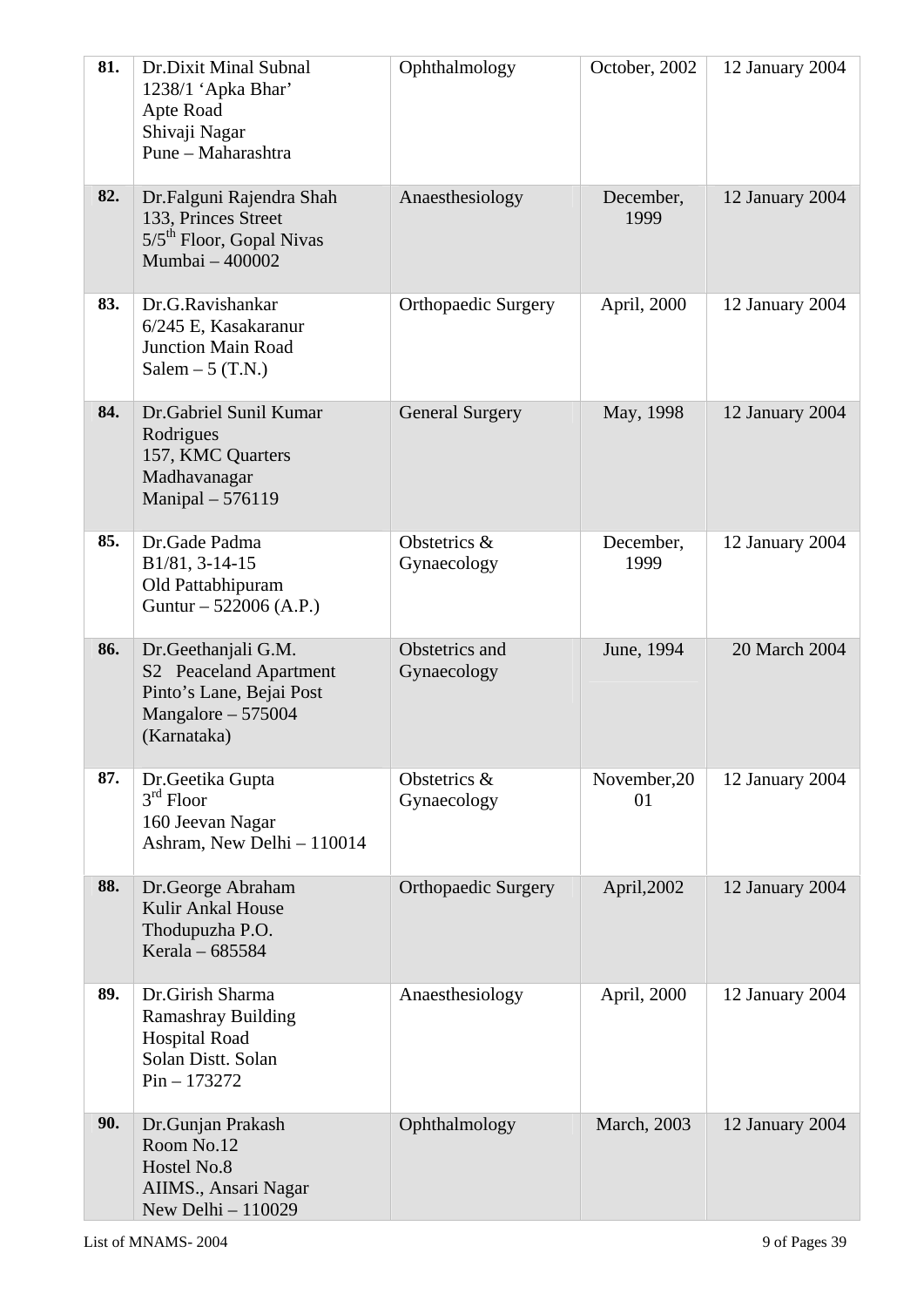| 81. | Dr.Dixit Minal Subnal<br>1238/1 ‘Apka Bhar’<br>Apte Road<br>Shivaji Nagar<br>Pune – Maharashtra | Ophthalmology | October, 2002 | 12 January 2004 |
|---|---|---|---|---|
| 82. | Dr.Falguni Rajendra Shah<br>133, Princes Street<br>5/5th Floor, Gopal Nivas<br>Mumbai – 400002 | Anaesthesiology | December, 1999 | 12 January 2004 |
| 83. | Dr.G.Ravishankar<br>6/245 E, Kasakaranur<br>Junction Main Road<br>Salem – 5 (T.N.) | Orthopaedic Surgery | April, 2000 | 12 January 2004 |
| 84. | Dr.Gabriel Sunil Kumar Rodrigues<br>157, KMC Quarters<br>Madhavanagar<br>Manipal – 576119 | General Surgery | May, 1998 | 12 January 2004 |
| 85. | Dr.Gade Padma<br>B1/81, 3-14-15<br>Old Pattabhipuram<br>Guntur – 522006 (A.P.) | Obstetrics & Gynaecology | December, 1999 | 12 January 2004 |
| 86. | Dr.Geethanjali G.M.<br>S2 Peaceland Apartment<br>Pinto’s Lane, Bejai Post<br>Mangalore – 575004<br>(Karnataka) | Obstetrics and Gynaecology | June, 1994 | 20 March 2004 |
| 87. | Dr.Geetika Gupta<br>3rd Floor<br>160 Jeevan Nagar<br>Ashram, New Delhi – 110014 | Obstetrics & Gynaecology | November,2001 | 12 January 2004 |
| 88. | Dr.George Abraham<br>Kulir Ankal House<br>Thodupuzha P.O.<br>Kerala – 685584 | Orthopaedic Surgery | April,2002 | 12 January 2004 |
| 89. | Dr.Girish Sharma<br>Ramashray Building<br>Hospital Road<br>Solan Distt. Solan<br>Pin – 173272 | Anaesthesiology | April, 2000 | 12 January 2004 |
| 90. | Dr.Gunjan Prakash<br>Room No.12<br>Hostel No.8<br>AIIMS., Ansari Nagar<br>New Delhi – 110029 | Ophthalmology | March, 2003 | 12 January 2004 |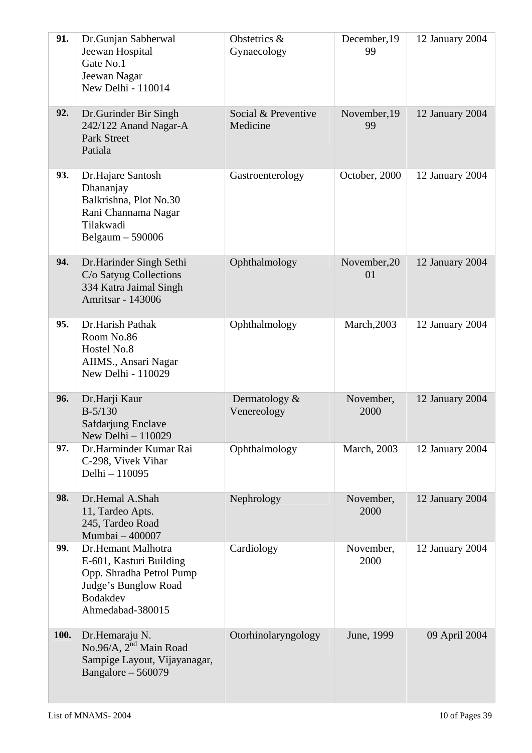| | | | | |
|---|---|---|---|---|
| **91.** | Dr.Gunjan Sabherwal<br>Jeewan Hospital<br>Gate No.1<br>Jeewan Nagar<br>New Delhi - 110014 | Obstetrics & Gynaecology | December,1999 | 12 January 2004 |
| **92.** | Dr.Gurinder Bir Singh<br>242/122 Anand Nagar-A<br>Park Street<br>Patiala | Social & Preventive Medicine | November,1999 | 12 January 2004 |
| **93.** | Dr.Hajare Santosh Dhananjay<br>Balkrishna, Plot No.30<br>Rani Channama Nagar<br>Tilakwadi<br>Belgaum – 590006 | Gastroenterology | October, 2000 | 12 January 2004 |
| **94.** | Dr.Harinder Singh Sethi<br>C/o Satyug Collections<br>334 Katra Jaimal Singh<br>Amritsar - 143006 | Ophthalmology | November,2001 | 12 January 2004 |
| **95.** | Dr.Harish Pathak<br>Room No.86<br>Hostel No.8<br>AIIMS., Ansari Nagar<br>New Delhi - 110029 | Ophthalmology | March,2003 | 12 January 2004 |
| **96.** | Dr.Harji Kaur<br>B-5/130<br>Safdarjung Enclave<br>New Delhi – 110029 | Dermatology & Venereology | November, 2000 | 12 January 2004 |
| **97.** | Dr.Harminder Kumar Rai<br>C-298, Vivek Vihar<br>Delhi – 110095 | Ophthalmology | March, 2003 | 12 January 2004 |
| **98.** | Dr.Hemal A.Shah<br>11, Tardeo Apts.<br>245, Tardeo Road<br>Mumbai – 400007 | Nephrology | November, 2000 | 12 January 2004 |
| **99.** | Dr.Hemant Malhotra<br>E-601, Kasturi Building<br>Opp. Shradha Petrol Pump<br>Judge's Bunglow Road<br>Bodakdev<br>Ahmedabad-380015 | Cardiology | November, 2000 | 12 January 2004 |
| **100.** | Dr.Hemaraju N.<br>No.96/A, 2nd Main Road<br>Sampige Layout, Vijayanagar,<br>Bangalore – 560079 | Otorhinolaryngology | June, 1999 | 09 April 2004 |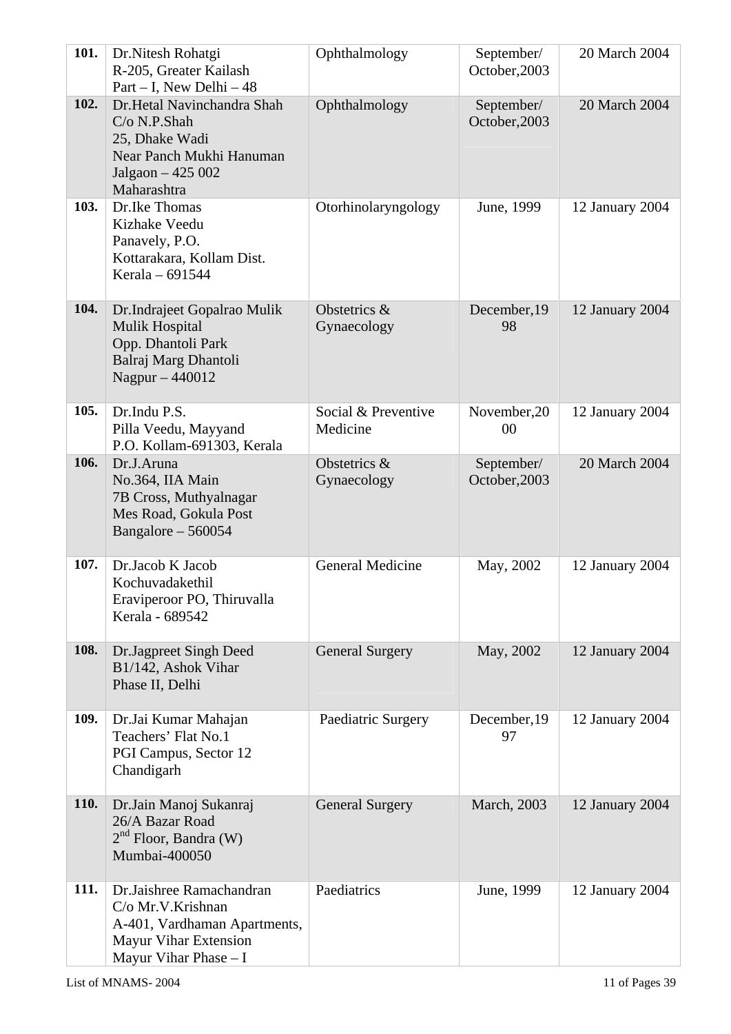| | | | | |
|---|---|---|---|---|
| **101.** | Dr.Nitesh Rohatgi<br>R-205, Greater Kailash<br>Part – I, New Delhi – 48 | Ophthalmology | September/ October,2003 | 20 March 2004 |
| **102.** | Dr.Hetal Navinchandra Shah<br>C/o N.P.Shah<br>25, Dhake Wadi<br>Near Panch Mukhi Hanuman<br>Jalgaon – 425 002<br>Maharashtra | Ophthalmology | September/ October,2003 | 20 March 2004 |
| **103.** | Dr.Ike Thomas<br>Kizhake Veedu<br>Panavely, P.O.<br>Kottarakara, Kollam Dist.<br>Kerala – 691544 | Otorhinolaryngology | June, 1999 | 12 January 2004 |
| **104.** | Dr.Indrajeet Gopalrao Mulik<br>Mulik Hospital<br>Opp. Dhantoli Park<br>Balraj Marg Dhantoli<br>Nagpur – 440012 | Obstetrics & Gynaecology | December,1998 | 12 January 2004 |
| **105.** | Dr.Indu P.S.<br>Pilla Veedu, Mayyand<br>P.O. Kollam-691303, Kerala | Social & Preventive Medicine | November,2000 | 12 January 2004 |
| **106.** | Dr.J.Aruna<br>No.364, IIA Main<br>7B Cross, Muthyalnagar<br>Mes Road, Gokula Post<br>Bangalore – 560054 | Obstetrics & Gynaecology | September/ October,2003 | 20 March 2004 |
| **107.** | Dr.Jacob K Jacob<br>Kochuvadakethil<br>Eraviperoor PO, Thiruvalla<br>Kerala - 689542 | General Medicine | May, 2002 | 12 January 2004 |
| **108.** | Dr.Jagpreet Singh Deed<br>B1/142, Ashok Vihar<br>Phase II, Delhi | General Surgery | May, 2002 | 12 January 2004 |
| **109.** | Dr.Jai Kumar Mahajan<br>Teachers' Flat No.1<br>PGI Campus, Sector 12<br>Chandigarh | Paediatric Surgery | December,1997 | 12 January 2004 |
| **110.** | Dr.Jain Manoj Sukanraj<br>26/A Bazar Road<br>2nd Floor, Bandra (W)<br>Mumbai-400050 | General Surgery | March, 2003 | 12 January 2004 |
| **111.** | Dr.Jaishree Ramachandran<br>C/o Mr.V.Krishnan<br>A-401, Vardhaman Apartments,<br>Mayur Vihar Extension<br>Mayur Vihar Phase – I | Paediatrics | June, 1999 | 12 January 2004 |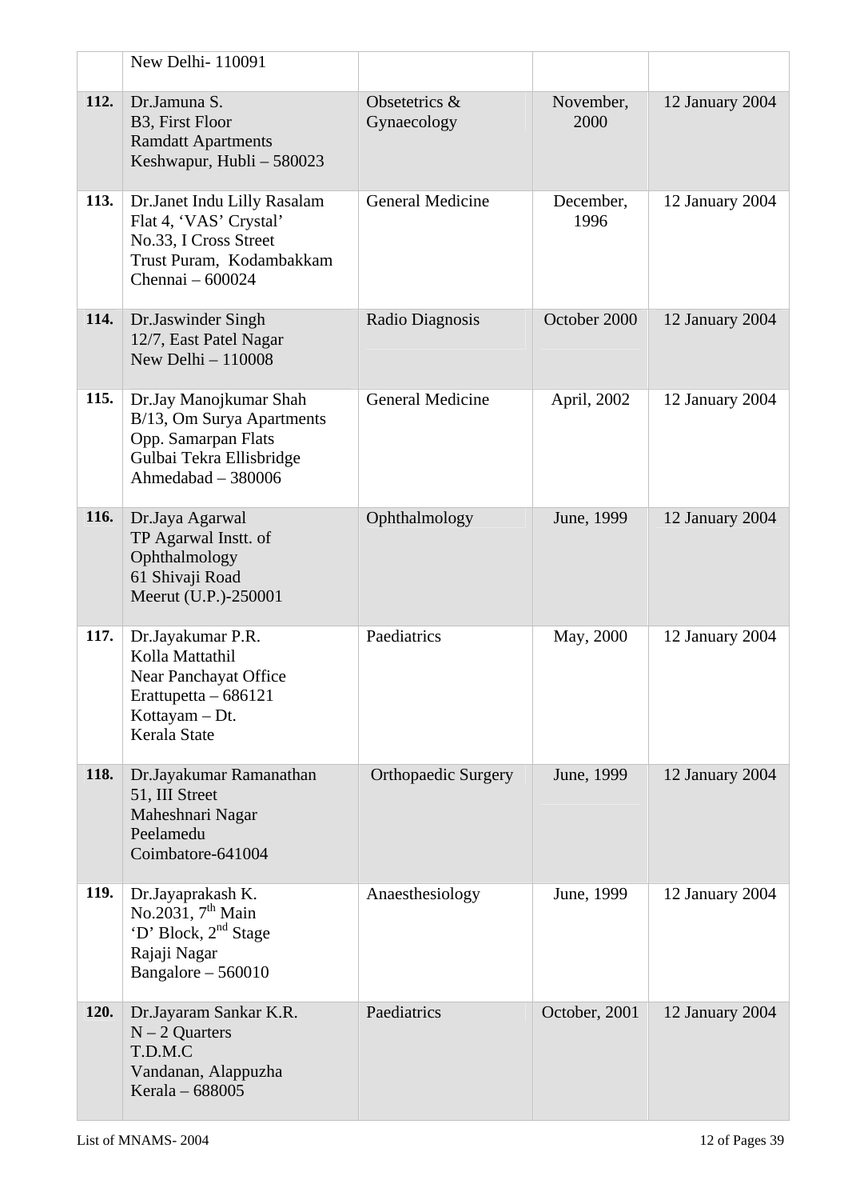| | | | | |
|---|---|---|---|---|
| | New Delhi- 110091 | | | |
| **112.** | Dr.Jamuna S.<br>B3, First Floor<br>Ramdatt Apartments<br>Keshwapur, Hubli – 580023 | Obsetetrics & Gynaecology | November, 2000 | 12 January 2004 |
| **113.** | Dr.Janet Indu Lilly Rasalam<br>Flat 4, 'VAS' Crystal'<br>No.33, I Cross Street<br>Trust Puram, Kodambakkam<br>Chennai – 600024 | General Medicine | December, 1996 | 12 January 2004 |
| **114.** | Dr.Jaswinder Singh<br>12/7, East Patel Nagar<br>New Delhi – 110008 | Radio Diagnosis | October 2000 | 12 January 2004 |
| **115.** | Dr.Jay Manojkumar Shah<br>B/13, Om Surya Apartments<br>Opp. Samarpan Flats<br>Gulbai Tekra Ellisbridge<br>Ahmedabad – 380006 | General Medicine | April, 2002 | 12 January 2004 |
| **116.** | Dr.Jaya Agarwal<br>TP Agarwal Instt. of Ophthalmology<br>61 Shivaji Road<br>Meerut (U.P.)-250001 | Ophthalmology | June, 1999 | 12 January 2004 |
| **117.** | Dr.Jayakumar P.R.<br>Kolla Mattathil<br>Near Panchayat Office<br>Erattupetta – 686121<br>Kottayam – Dt.<br>Kerala State | Paediatrics | May, 2000 | 12 January 2004 |
| **118.** | Dr.Jayakumar Ramanathan<br>51, III Street<br>Maheshnari Nagar<br>Peelamedu<br>Coimbatore-641004 | Orthopaedic Surgery | June, 1999 | 12 January 2004 |
| **119.** | Dr.Jayaprakash K.<br>No.2031, 7th Main<br>'D' Block, 2nd Stage<br>Rajaji Nagar<br>Bangalore – 560010 | Anaesthesiology | June, 1999 | 12 January 2004 |
| **120.** | Dr.Jayaram Sankar K.R.<br>N – 2 Quarters<br>T.D.M.C<br>Vandanan, Alappuzha<br>Kerala – 688005 | Paediatrics | October, 2001 | 12 January 2004 |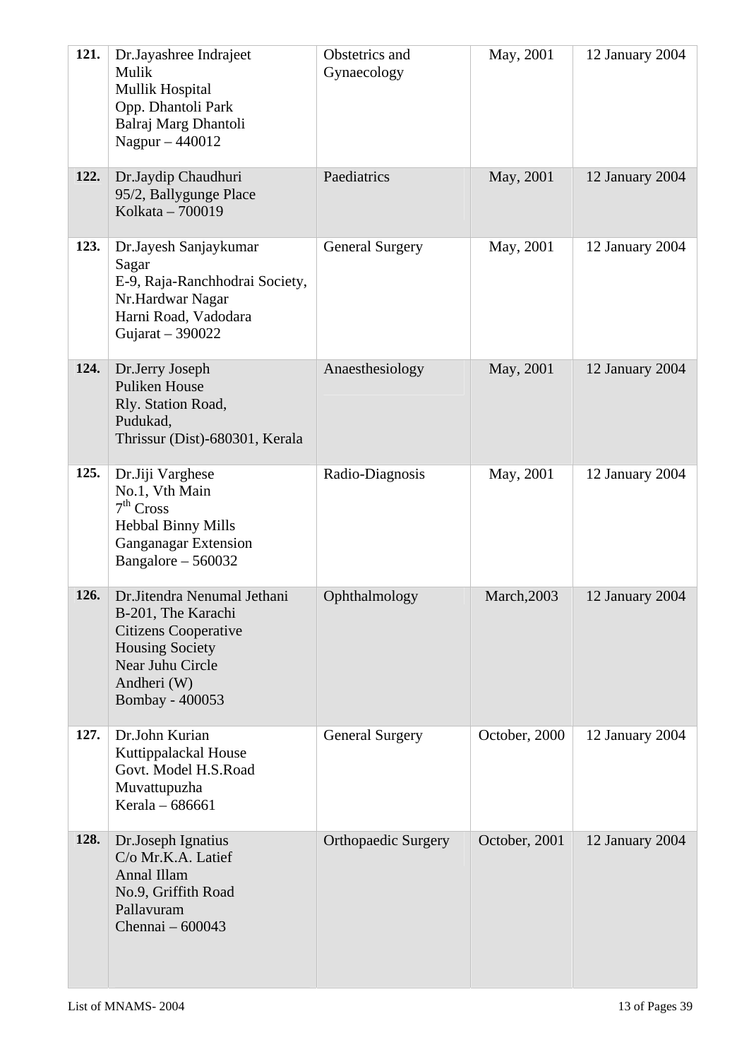| | | | | |
|---|---|---|---|---|
| **121.** | Dr.Jayashree Indrajeet Mulik<br>Mullik Hospital<br>Opp. Dhantoli Park<br>Balraj Marg Dhantoli<br>Nagpur – 440012 | Obstetrics and Gynaecology | May, 2001 | 12 January 2004 |
| **122.** | Dr.Jaydip Chaudhuri<br>95/2, Ballygunge Place<br>Kolkata – 700019 | Paediatrics | May, 2001 | 12 January 2004 |
| **123.** | Dr.Jayesh Sanjaykumar Sagar<br>E-9, Raja-Ranchhodrai Society,<br>Nr.Hardwar Nagar<br>Harni Road, Vadodara<br>Gujarat – 390022 | General Surgery | May, 2001 | 12 January 2004 |
| **124.** | Dr.Jerry Joseph<br>Puliken House<br>Rly. Station Road,<br>Pudukad,<br>Thrissur (Dist)-680301, Kerala | Anaesthesiology | May, 2001 | 12 January 2004 |
| **125.** | Dr.Jiji Varghese<br>No.1, Vth Main<br>7th Cross<br>Hebbal Binny Mills<br>Ganganagar Extension<br>Bangalore – 560032 | Radio-Diagnosis | May, 2001 | 12 January 2004 |
| **126.** | Dr.Jitendra Nenumal Jethani<br>B-201, The Karachi<br>Citizens Cooperative<br>Housing Society<br>Near Juhu Circle<br>Andheri (W)<br>Bombay - 400053 | Ophthalmology | March,2003 | 12 January 2004 |
| **127.** | Dr.John Kurian<br>Kuttippalackal House<br>Govt. Model H.S.Road<br>Muvattupuzha<br>Kerala – 686661 | General Surgery | October, 2000 | 12 January 2004 |
| **128.** | Dr.Joseph Ignatius<br>C/o Mr.K.A. Latief<br>Annal Illam<br>No.9, Griffith Road<br>Pallavuram<br>Chennai – 600043 | Orthopaedic Surgery | October, 2001 | 12 January 2004 |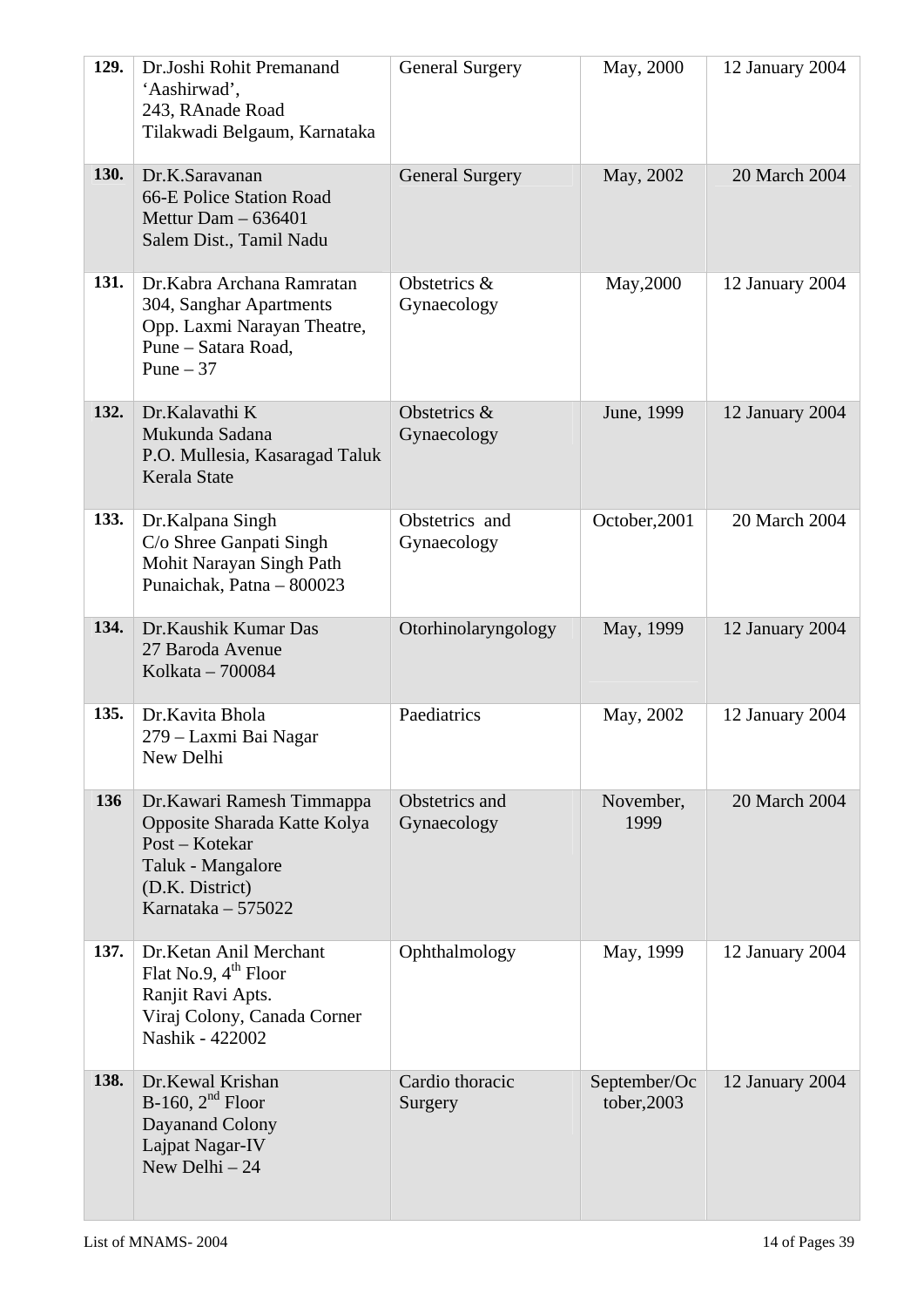| 129. | Dr.Joshi Rohit Premanand<br>'Aashirwad',<br>243, RAnade Road<br>Tilakwadi Belgaum, Karnataka | General Surgery | May, 2000 | 12 January 2004 |
|---|---|---|---|---|
| 130. | Dr.K.Saravanan<br>66-E Police Station Road<br>Mettur Dam – 636401<br>Salem Dist., Tamil Nadu | General Surgery | May, 2002 | 20 March 2004 |
| 131. | Dr.Kabra Archana Ramratan<br>304, Sanghar Apartments<br>Opp. Laxmi Narayan Theatre,<br>Pune – Satara Road,<br>Pune – 37 | Obstetrics & Gynaecology | May,2000 | 12 January 2004 |
| 132. | Dr.Kalavathi K<br>Mukunda Sadana<br>P.O. Mullesia, Kasaragad Taluk<br>Kerala State | Obstetrics & Gynaecology | June, 1999 | 12 January 2004 |
| 133. | Dr.Kalpana Singh<br>C/o Shree Ganpati Singh<br>Mohit Narayan Singh Path<br>Punaichak, Patna – 800023 | Obstetrics and Gynaecology | October,2001 | 20 March 2004 |
| 134. | Dr.Kaushik Kumar Das<br>27 Baroda Avenue<br>Kolkata – 700084 | Otorhinolaryngology | May, 1999 | 12 January 2004 |
| 135. | Dr.Kavita Bhola<br>279 – Laxmi Bai Nagar<br>New Delhi | Paediatrics | May, 2002 | 12 January 2004 |
| 136 | Dr.Kawari Ramesh Timmappa<br>Opposite Sharada Katte Kolya<br>Post – Kotekar<br>Taluk - Mangalore<br>(D.K. District)<br>Karnataka – 575022 | Obstetrics and Gynaecology | November, 1999 | 20 March 2004 |
| 137. | Dr.Ketan Anil Merchant<br>Flat No.9, 4th Floor<br>Ranjit Ravi Apts.<br>Viraj Colony, Canada Corner<br>Nashik - 422002 | Ophthalmology | May, 1999 | 12 January 2004 |
| 138. | Dr.Kewal Krishan<br>B-160, 2nd Floor<br>Dayanand Colony<br>Lajpat Nagar-IV<br>New Delhi – 24 | Cardio thoracic Surgery | September/October,2003 | 12 January 2004 |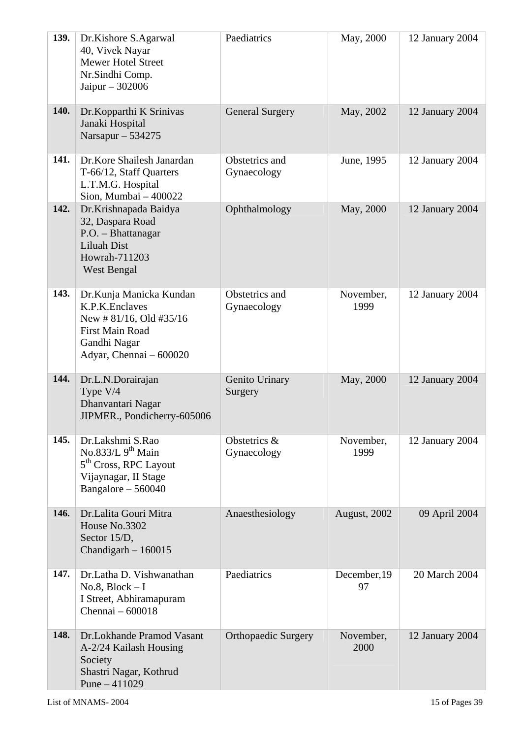| | | | | |
|---|---|---|---|---|
| **139.** | Dr.Kishore S.Agarwal<br>40, Vivek Nayar<br>Mewer Hotel Street<br>Nr.Sindhi Comp.<br>Jaipur – 302006 | Paediatrics | May, 2000 | 12 January 2004 |
| **140.** | Dr.Kopparthi K Srinivas<br>Janaki Hospital<br>Narsapur – 534275 | General Surgery | May, 2002 | 12 January 2004 |
| **141.** | Dr.Kore Shailesh Janardan<br>T-66/12, Staff Quarters<br>L.T.M.G. Hospital<br>Sion, Mumbai – 400022 | Obstetrics and Gynaecology | June, 1995 | 12 January 2004 |
| **142.** | Dr.Krishnapada Baidya<br>32, Daspara Road<br>P.O. – Bhattanagar<br>Liluah Dist<br>Howrah-711203<br>West Bengal | Ophthalmology | May, 2000 | 12 January 2004 |
| **143.** | Dr.Kunja Manicka Kundan<br>K.P.K.Enclaves<br>New # 81/16, Old #35/16<br>First Main Road<br>Gandhi Nagar<br>Adyar, Chennai – 600020 | Obstetrics and Gynaecology | November, 1999 | 12 January 2004 |
| **144.** | Dr.L.N.Dorairajan<br>Type V/4<br>Dhanvantari Nagar<br>JIPMER., Pondicherry-605006 | Genito Urinary Surgery | May, 2000 | 12 January 2004 |
| **145.** | Dr.Lakshmi S.Rao<br>No.833/L 9th Main<br>5th Cross, RPC Layout<br>Vijaynagar, II Stage<br>Bangalore – 560040 | Obstetrics & Gynaecology | November, 1999 | 12 January 2004 |
| **146.** | Dr.Lalita Gouri Mitra<br>House No.3302<br>Sector 15/D,<br>Chandigarh – 160015 | Anaesthesiology | August, 2002 | 09 April 2004 |
| **147.** | Dr.Latha D. Vishwanathan<br>No.8, Block – I<br>I Street, Abhiramapuram<br>Chennai – 600018 | Paediatrics | December,1997 | 20 March 2004 |
| **148.** | Dr.Lokhande Pramod Vasant<br>A-2/24 Kailash Housing Society<br>Shastri Nagar, Kothrud<br>Pune – 411029 | Orthopaedic Surgery | November, 2000 | 12 January 2004 |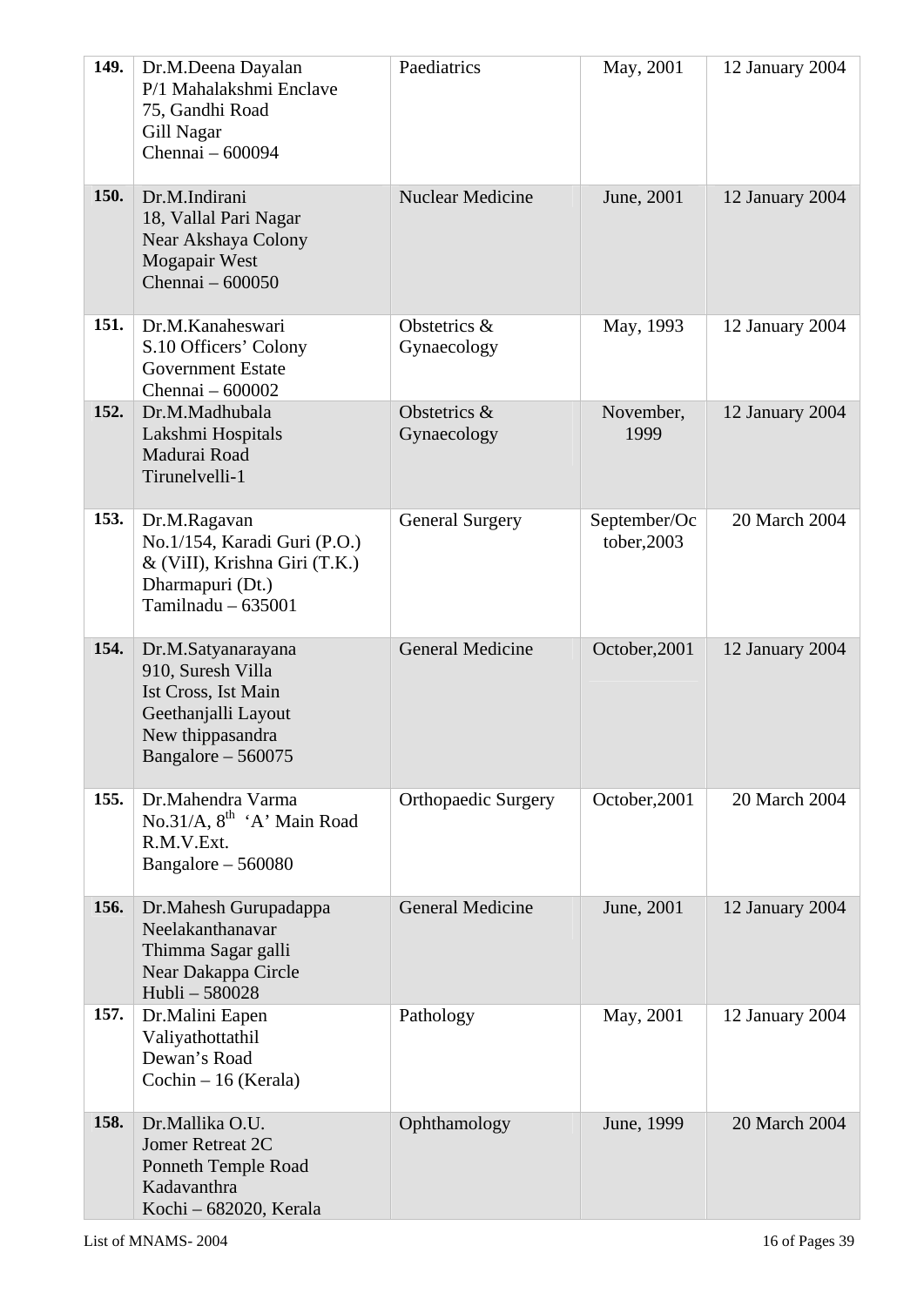| | | | | |
|---|---|---|---|---|
| **149.** | Dr.M.Deena Dayalan<br>P/1 Mahalakshmi Enclave<br>75, Gandhi Road<br>Gill Nagar<br>Chennai – 600094 | Paediatrics | May, 2001 | 12 January 2004 |
| **150.** | Dr.M.Indirani<br>18, Vallal Pari Nagar<br>Near Akshaya Colony<br>Mogapair West<br>Chennai – 600050 | Nuclear Medicine | June, 2001 | 12 January 2004 |
| **151.** | Dr.M.Kanaheswari<br>S.10 Officers' Colony<br>Government Estate<br>Chennai – 600002 | Obstetrics & Gynaecology | May, 1993 | 12 January 2004 |
| **152.** | Dr.M.Madhubala<br>Lakshmi Hospitals<br>Madurai Road<br>Tirunelveli-1 | Obstetrics & Gynaecology | November, 1999 | 12 January 2004 |
| **153.** | Dr.M.Ragavan<br>No.1/154, Karadi Guri (P.O.)<br>& (ViIl), Krishna Giri (T.K.)<br>Dharmapuri (Dt.)<br>Tamilnadu – 635001 | General Surgery | September/October,2003 | 20 March 2004 |
| **154.** | Dr.M.Satyanarayana<br>910, Suresh Villa<br>Ist Cross, Ist Main<br>Geethanjalli Layout<br>New thippasandra<br>Bangalore – 560075 | General Medicine | October,2001 | 12 January 2004 |
| **155.** | Dr.Mahendra Varma<br>No.31/A, 8th 'A' Main Road<br>R.M.V.Ext.<br>Bangalore – 560080 | Orthopaedic Surgery | October,2001 | 20 March 2004 |
| **156.** | Dr.Mahesh Gurupadappa<br>Neelakanthanavar<br>Thimma Sagar galli<br>Near Dakappa Circle<br>Hubli – 580028 | General Medicine | June, 2001 | 12 January 2004 |
| **157.** | Dr.Malini Eapen<br>Valiyathottathil<br>Dewan's Road<br>Cochin – 16 (Kerala) | Pathology | May, 2001 | 12 January 2004 |
| **158.** | Dr.Mallika O.U.<br>Jomer Retreat 2C<br>Ponneth Temple Road<br>Kadavanthra<br>Kochi – 682020, Kerala | Ophthamology | June, 1999 | 20 March 2004 |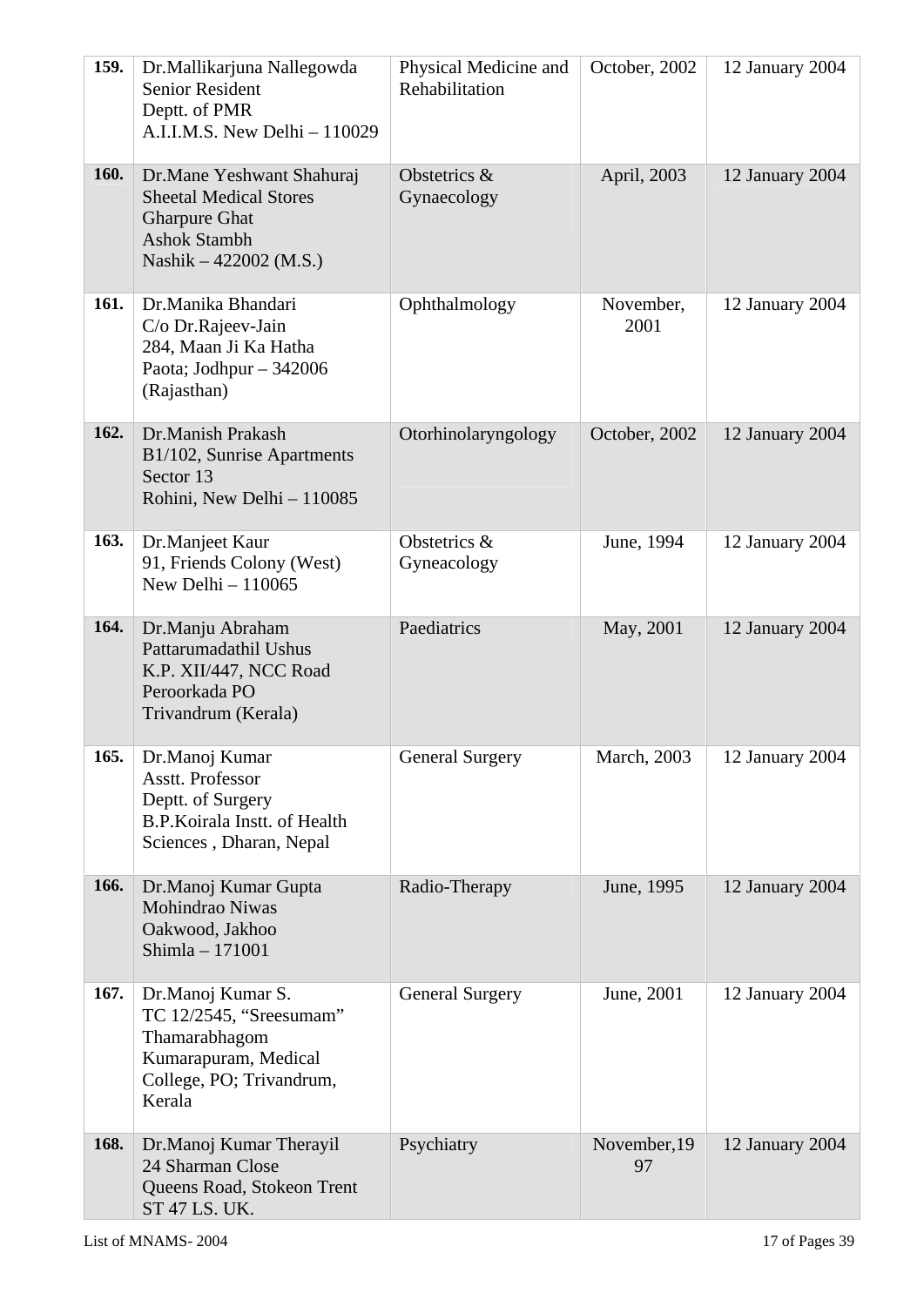| | | | | |
|---|---|---|---|---|
| **159.** | Dr.Mallikarjuna Nallegowda<br>Senior Resident<br>Deptt. of PMR<br>A.I.I.M.S. New Delhi – 110029 | Physical Medicine and Rehabilitation | October, 2002 | 12 January 2004 |
| **160.** | Dr.Mane Yeshwant Shahuraj<br>Sheetal Medical Stores<br>Gharpure Ghat<br>Ashok Stambh<br>Nashik – 422002 (M.S.) | Obstetrics & Gynaecology | April, 2003 | 12 January 2004 |
| **161.** | Dr.Manika Bhandari<br>C/o Dr.Rajeev-Jain<br>284, Maan Ji Ka Hatha<br>Paota; Jodhpur – 342006 (Rajasthan) | Ophthalmology | November, 2001 | 12 January 2004 |
| **162.** | Dr.Manish Prakash<br>B1/102, Sunrise Apartments<br>Sector 13<br>Rohini, New Delhi – 110085 | Otorhinolaryngology | October, 2002 | 12 January 2004 |
| **163.** | Dr.Manjeet Kaur<br>91, Friends Colony (West)<br>New Delhi – 110065 | Obstetrics & Gyneacology | June, 1994 | 12 January 2004 |
| **164.** | Dr.Manju Abraham<br>Pattarumadathil Ushus<br>K.P. XII/447, NCC Road<br>Peroorkada PO<br>Trivandrum (Kerala) | Paediatrics | May, 2001 | 12 January 2004 |
| **165.** | Dr.Manoj Kumar<br>Asstt. Professor<br>Deptt. of Surgery<br>B.P.Koirala Instt. of Health Sciences , Dharan, Nepal | General Surgery | March, 2003 | 12 January 2004 |
| **166.** | Dr.Manoj Kumar Gupta<br>Mohindrao Niwas<br>Oakwood, Jakhoo<br>Shimla – 171001 | Radio-Therapy | June, 1995 | 12 January 2004 |
| **167.** | Dr.Manoj Kumar S.<br>TC 12/2545, "Sreesumam"<br>Thamarabhagom<br>Kumarapuram, Medical College, PO; Trivandrum, Kerala | General Surgery | June, 2001 | 12 January 2004 |
| **168.** | Dr.Manoj Kumar Therayil<br>24 Sharman Close<br>Queens Road, Stokeon Trent<br>ST 47 LS. UK. | Psychiatry | November,1997 | 12 January 2004 |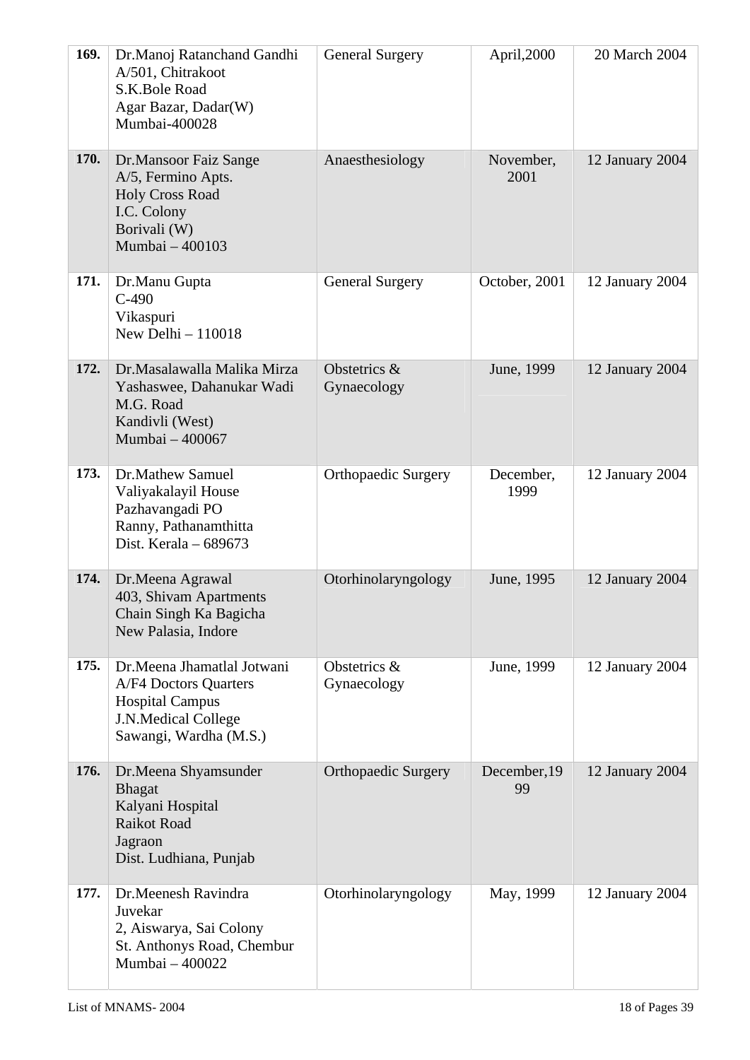| | | | | |
|---|---|---|---|---|
| **169.** | Dr.Manoj Ratanchand Gandhi<br>A/501, Chitrakoot<br>S.K.Bole Road<br>Agar Bazar, Dadar(W)<br>Mumbai-400028 | General Surgery | April,2000 | 20 March 2004 |
| **170.** | Dr.Mansoor Faiz Sange<br>A/5, Fermino Apts.<br>Holy Cross Road<br>I.C. Colony<br>Borivali (W)<br>Mumbai – 400103 | Anaesthesiology | November, 2001 | 12 January 2004 |
| **171.** | Dr.Manu Gupta<br>C-490<br>Vikaspuri<br>New Delhi – 110018 | General Surgery | October, 2001 | 12 January 2004 |
| **172.** | Dr.Masalawalla Malika Mirza<br>Yashaswee, Dahanukar Wadi<br>M.G. Road<br>Kandivli (West)<br>Mumbai – 400067 | Obstetrics & Gynaecology | June, 1999 | 12 January 2004 |
| **173.** | Dr.Mathew Samuel<br>Valiyakalayil House<br>Pazhavangadi PO<br>Ranny, Pathanamthitta<br>Dist. Kerala – 689673 | Orthopaedic Surgery | December, 1999 | 12 January 2004 |
| **174.** | Dr.Meena Agrawal<br>403, Shivam Apartments<br>Chain Singh Ka Bagicha<br>New Palasia, Indore | Otorhinolaryngology | June, 1995 | 12 January 2004 |
| **175.** | Dr.Meena Jhamatlal Jotwani<br>A/F4 Doctors Quarters<br>Hospital Campus<br>J.N.Medical College<br>Sawangi, Wardha (M.S.) | Obstetrics & Gynaecology | June, 1999 | 12 January 2004 |
| **176.** | Dr.Meena Shyamsunder Bhagat<br>Kalyani Hospital<br>Raikot Road<br>Jagraon<br>Dist. Ludhiana, Punjab | Orthopaedic Surgery | December,1999 | 12 January 2004 |
| **177.** | Dr.Meenesh Ravindra Juvekar<br>2, Aiswarya, Sai Colony<br>St. Anthonys Road, Chembur<br>Mumbai – 400022 | Otorhinolaryngology | May, 1999 | 12 January 2004 |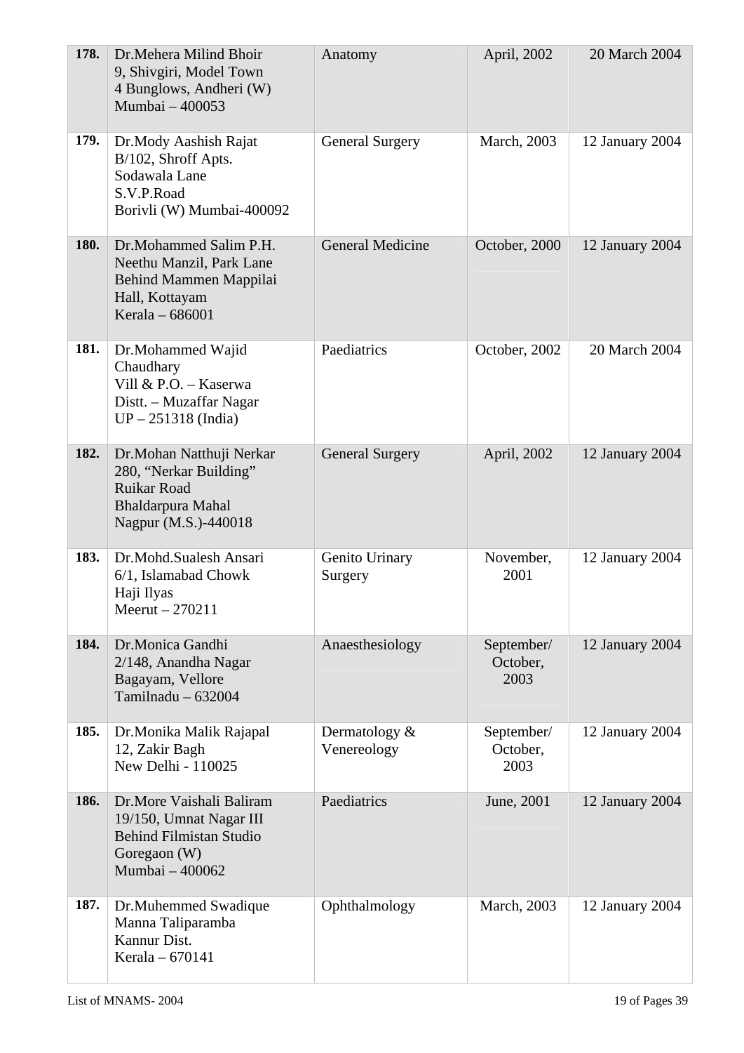| | | | | |
|---|---|---|---|---|
| **178.** | Dr.Mehera Milind Bhoir<br>9, Shivgiri, Model Town<br>4 Bunglows, Andheri (W)<br>Mumbai – 400053 | Anatomy | April, 2002 | 20 March 2004 |
| **179.** | Dr.Mody Aashish Rajat<br>B/102, Shroff Apts.<br>Sodawala Lane<br>S.V.P.Road<br>Borivli (W) Mumbai-400092 | General Surgery | March, 2003 | 12 January 2004 |
| **180.** | Dr.Mohammed Salim P.H.<br>Neethu Manzil, Park Lane<br>Behind Mammen Mappilai<br>Hall, Kottayam<br>Kerala – 686001 | General Medicine | October, 2000 | 12 January 2004 |
| **181.** | Dr.Mohammed Wajid<br>Chaudhary<br>Vill & P.O. – Kaserwa<br>Distt. – Muzaffar Nagar<br>UP – 251318 (India) | Paediatrics | October, 2002 | 20 March 2004 |
| **182.** | Dr.Mohan Natthuji Nerkar<br>280, "Nerkar Building"<br>Ruikar Road<br>Bhaldarpura Mahal<br>Nagpur (M.S.)-440018 | General Surgery | April, 2002 | 12 January 2004 |
| **183.** | Dr.Mohd.Sualesh Ansari<br>6/1, Islamabad Chowk<br>Haji Ilyas<br>Meerut – 270211 | Genito Urinary Surgery | November, 2001 | 12 January 2004 |
| **184.** | Dr.Monica Gandhi<br>2/148, Anandha Nagar<br>Bagayam, Vellore<br>Tamilnadu – 632004 | Anaesthesiology | September/ October, 2003 | 12 January 2004 |
| **185.** | Dr.Monika Malik Rajapal<br>12, Zakir Bagh<br>New Delhi - 110025 | Dermatology & Venereology | September/ October, 2003 | 12 January 2004 |
| **186.** | Dr.More Vaishali Baliram<br>19/150, Umnat Nagar III<br>Behind Filmistan Studio<br>Goregaon (W)<br>Mumbai – 400062 | Paediatrics | June, 2001 | 12 January 2004 |
| **187.** | Dr.Muhemmed Swadique<br>Manna Taliparamba<br>Kannur Dist.<br>Kerala – 670141 | Ophthalmology | March, 2003 | 12 January 2004 |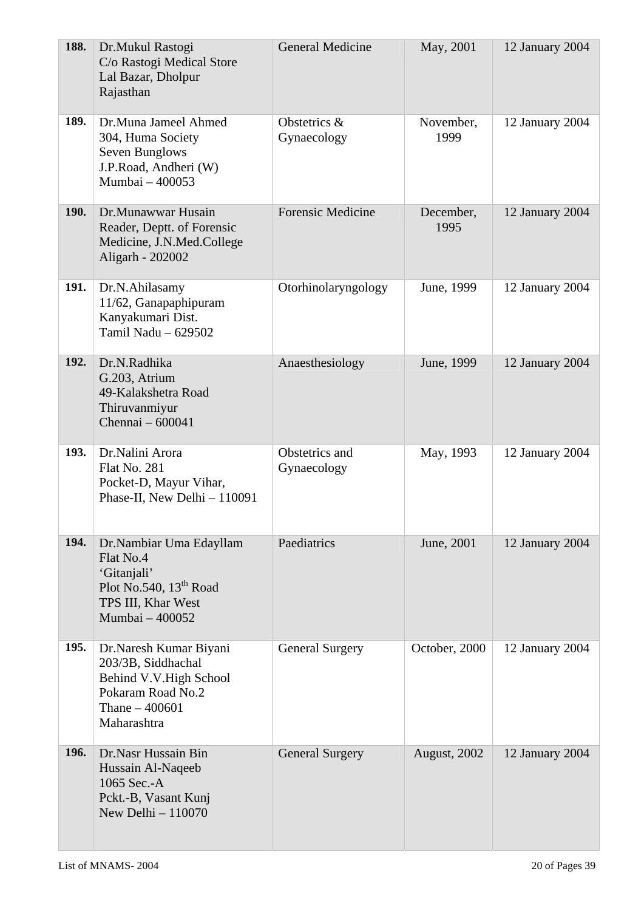| 188. | Dr.Mukul Rastogi<br>C/o Rastogi Medical Store<br>Lal Bazar, Dholpur<br>Rajasthan | General Medicine | May, 2001 | 12 January 2004 |
|---|---|---|---|---|
| 189. | Dr.Muna Jameel Ahmed<br>304, Huma Society<br>Seven Bunglows<br>J.P.Road, Andheri (W)<br>Mumbai – 400053 | Obstetrics & Gynaecology | November, 1999 | 12 January 2004 |
| 190. | Dr.Munawwar Husain<br>Reader, Deptt. of Forensic Medicine, J.N.Med.College<br>Aligarh - 202002 | Forensic Medicine | December, 1995 | 12 January 2004 |
| 191. | Dr.N.Ahilasamy<br>11/62, Ganapaphipuram<br>Kanyakumari Dist.<br>Tamil Nadu – 629502 | Otorhinolaryngology | June, 1999 | 12 January 2004 |
| 192. | Dr.N.Radhika<br>G.203, Atrium<br>49-Kalakshetra Road<br>Thiruvanmiyur<br>Chennai – 600041 | Anaesthesiology | June, 1999 | 12 January 2004 |
| 193. | Dr.Nalini Arora<br>Flat No. 281<br>Pocket-D, Mayur Vihar,<br>Phase-II, New Delhi – 110091 | Obstetrics and Gynaecology | May, 1993 | 12 January 2004 |
| 194. | Dr.Nambiar Uma Edayllam<br>Flat No.4<br>'Gitanjali'<br>Plot No.540, 13th Road<br>TPS III, Khar West<br>Mumbai – 400052 | Paediatrics | June, 2001 | 12 January 2004 |
| 195. | Dr.Naresh Kumar Biyani<br>203/3B, Siddhachal<br>Behind V.V.High School<br>Pokaram Road No.2<br>Thane – 400601<br>Maharashtra | General Surgery | October, 2000 | 12 January 2004 |
| 196. | Dr.Nasr Hussain Bin Hussain Al-Naqeeb<br>1065 Sec.-A<br>Pckt.-B, Vasant Kunj<br>New Delhi – 110070 | General Surgery | August, 2002 | 12 January 2004 |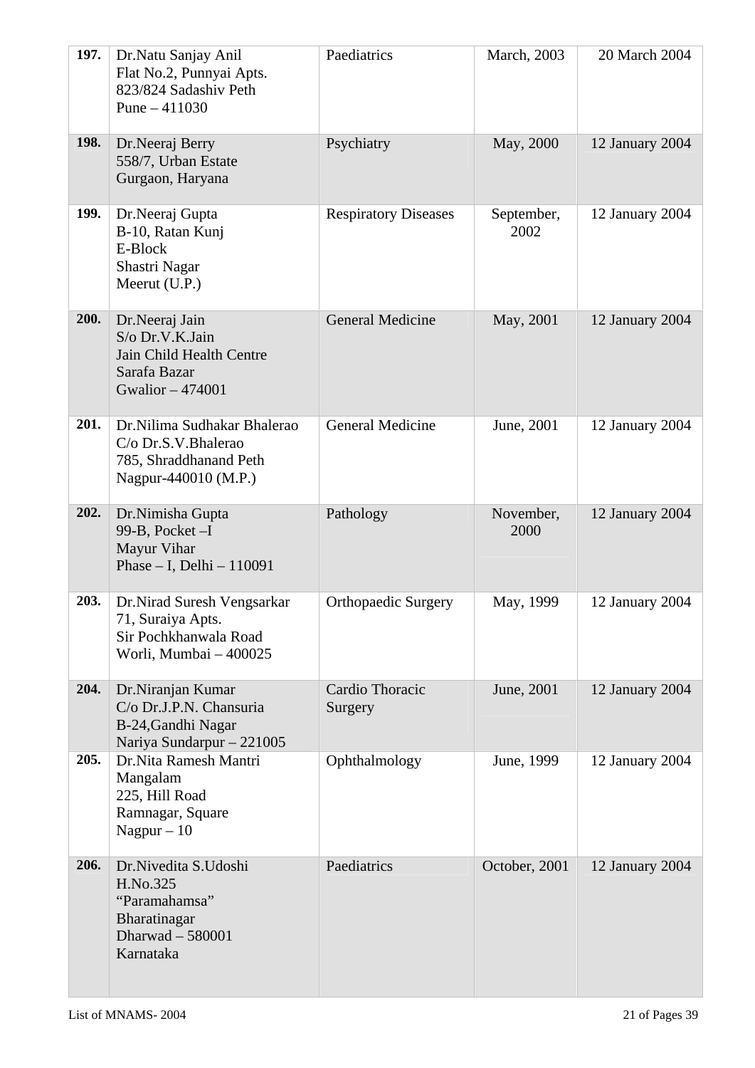| | | | | |
|---|---|---|---|---|
| **197.** | Dr.Natu Sanjay Anil<br>Flat No.2, Punnyai Apts.<br>823/824 Sadashiv Peth<br>Pune – 411030 | Paediatrics | March, 2003 | 20 March 2004 |
| **198.** | Dr.Neeraj Berry<br>558/7, Urban Estate<br>Gurgaon, Haryana | Psychiatry | May, 2000 | 12 January 2004 |
| **199.** | Dr.Neeraj Gupta<br>B-10, Ratan Kunj<br>E-Block<br>Shastri Nagar<br>Meerut (U.P.) | Respiratory Diseases | September, 2002 | 12 January 2004 |
| **200.** | Dr.Neeraj Jain<br>S/o Dr.V.K.Jain<br>Jain Child Health Centre<br>Sarafa Bazar<br>Gwalior – 474001 | General Medicine | May, 2001 | 12 January 2004 |
| **201.** | Dr.Nilima Sudhakar Bhalerao<br>C/o Dr.S.V.Bhalerao<br>785, Shraddhanand Peth<br>Nagpur-440010 (M.P.) | General Medicine | June, 2001 | 12 January 2004 |
| **202.** | Dr.Nimisha Gupta<br>99-B, Pocket –I<br>Mayur Vihar<br>Phase – I, Delhi – 110091 | Pathology | November, 2000 | 12 January 2004 |
| **203.** | Dr.Nirad Suresh Vengsarkar<br>71, Suraiya Apts.<br>Sir Pochkhanwala Road<br>Worli, Mumbai – 400025 | Orthopaedic Surgery | May, 1999 | 12 January 2004 |
| **204.** | Dr.Niranjan Kumar<br>C/o Dr.J.P.N. Chansuria<br>B-24,Gandhi Nagar<br>Nariya Sundarpur – 221005 | Cardio Thoracic Surgery | June, 2001 | 12 January 2004 |
| **205.** | Dr.Nita Ramesh Mantri<br>Mangalam<br>225, Hill Road<br>Ramnagar, Square<br>Nagpur – 10 | Ophthalmology | June, 1999 | 12 January 2004 |
| **206.** | Dr.Nivedita S.Udoshi<br>H.No.325<br>"Paramahamsa"<br>Bharatinagar<br>Dharwad – 580001<br>Karnataka | Paediatrics | October, 2001 | 12 January 2004 |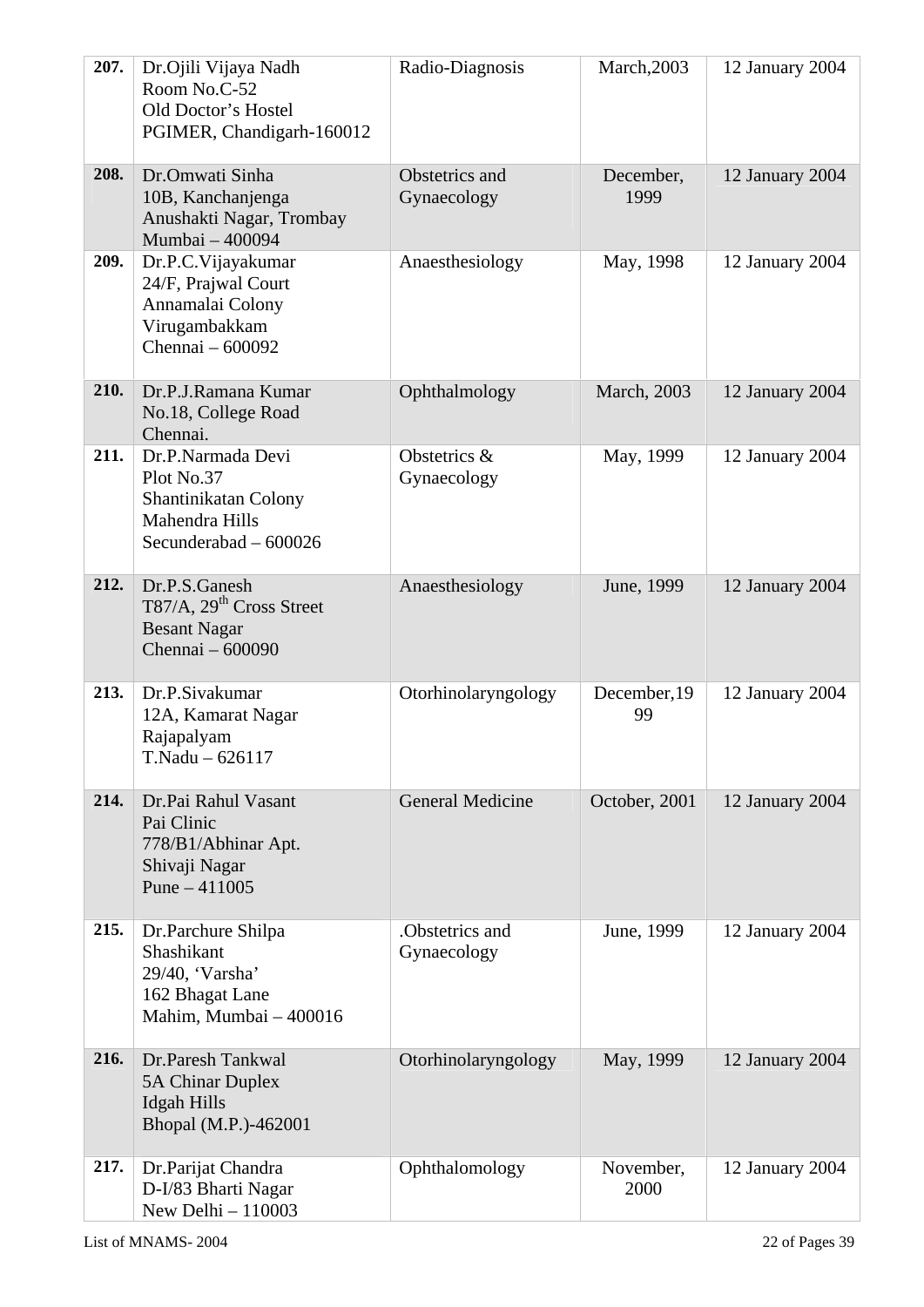| 207. | Dr.Ojili Vijaya Nadh<br>Room No.C-52<br>Old Doctor's Hostel<br>PGIMER, Chandigarh-160012 | Radio-Diagnosis | March,2003 | 12 January 2004 |
|---|---|---|---|---|
| 208. | Dr.Omwati Sinha<br>10B, Kanchanjenga<br>Anushakti Nagar, Trombay<br>Mumbai – 400094 | Obstetrics and Gynaecology | December, 1999 | 12 January 2004 |
| 209. | Dr.P.C.Vijayakumar<br>24/F, Prajwal Court<br>Annamalai Colony<br>Virugambakkam<br>Chennai – 600092 | Anaesthesiology | May, 1998 | 12 January 2004 |
| 210. | Dr.P.J.Ramana Kumar<br>No.18, College Road<br>Chennai. | Ophthalmology | March, 2003 | 12 January 2004 |
| 211. | Dr.P.Narmada Devi<br>Plot No.37<br>Shantinikatan Colony<br>Mahendra Hills<br>Secunderabad – 600026 | Obstetrics & Gynaecology | May, 1999 | 12 January 2004 |
| 212. | Dr.P.S.Ganesh<br>T87/A, 29th Cross Street<br>Besant Nagar<br>Chennai – 600090 | Anaesthesiology | June, 1999 | 12 January 2004 |
| 213. | Dr.P.Sivakumar<br>12A, Kamarat Nagar<br>Rajapalyam<br>T.Nadu – 626117 | Otorhinolaryngology | December,1999 | 12 January 2004 |
| 214. | Dr.Pai Rahul Vasant<br>Pai Clinic<br>778/B1/Abhinar Apt.<br>Shivaji Nagar<br>Pune – 411005 | General Medicine | October, 2001 | 12 January 2004 |
| 215. | Dr.Parchure Shilpa Shashikant<br>29/40, 'Varsha'<br>162 Bhagat Lane<br>Mahim, Mumbai – 400016 | .Obstetrics and Gynaecology | June, 1999 | 12 January 2004 |
| 216. | Dr.Paresh Tankwal<br>5A Chinar Duplex<br>Idgah Hills<br>Bhopal (M.P.)-462001 | Otorhinolaryngology | May, 1999 | 12 January 2004 |
| 217. | Dr.Parijat Chandra<br>D-I/83 Bharti Nagar<br>New Delhi – 110003 | Ophthalomology | November, 2000 | 12 January 2004 |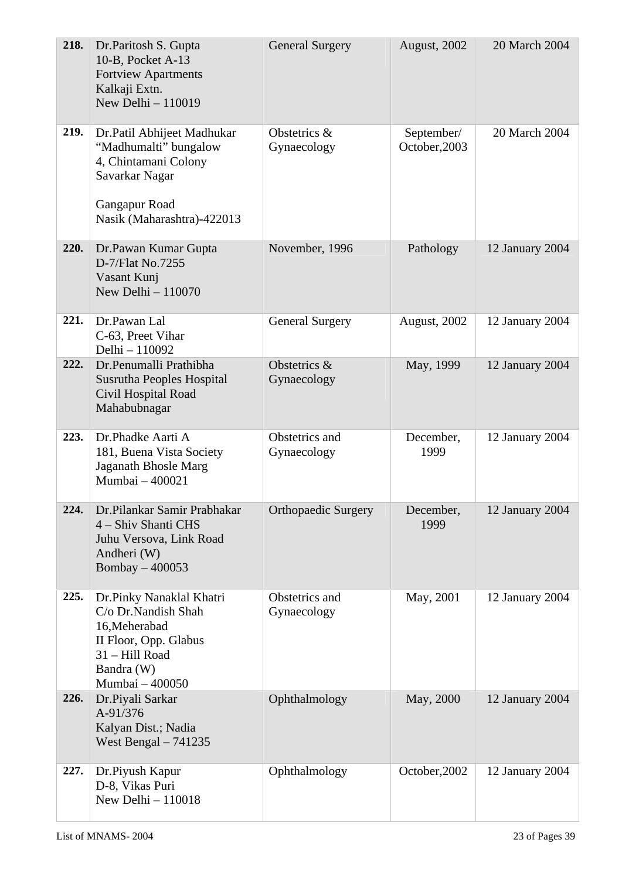| | | | | |
|---|---|---|---|---|
| **218.** | Dr.Paritosh S. Gupta<br>10-B, Pocket A-13<br>Fortview Apartments<br>Kalkaji Extn.<br>New Delhi – 110019 | General Surgery | August, 2002 | 20 March 2004 |
| **219.** | Dr.Patil Abhijeet Madhukar<br>"Madhumalti" bungalow<br>4, Chintamani Colony<br>Savarkar Nagar<br><br>Gangapur Road<br>Nasik (Maharashtra)-422013 | Obstetrics & Gynaecology | September/ October,2003 | 20 March 2004 |
| **220.** | Dr.Pawan Kumar Gupta<br>D-7/Flat No.7255<br>Vasant Kunj<br>New Delhi – 110070 | November, 1996 | Pathology | 12 January 2004 |
| **221.** | Dr.Pawan Lal<br>C-63, Preet Vihar<br>Delhi – 110092 | General Surgery | August, 2002 | 12 January 2004 |
| **222.** | Dr.Penumalli Prathibha<br>Susrutha Peoples Hospital<br>Civil Hospital Road<br>Mahabubnagar | Obstetrics & Gynaecology | May, 1999 | 12 January 2004 |
| **223.** | Dr.Phadke Aarti A<br>181, Buena Vista Society<br>Jaganath Bhosle Marg<br>Mumbai – 400021 | Obstetrics and Gynaecology | December, 1999 | 12 January 2004 |
| **224.** | Dr.Pilankar Samir Prabhakar<br>4 – Shiv Shanti CHS<br>Juhu Versova, Link Road<br>Andheri (W)<br>Bombay – 400053 | Orthopaedic Surgery | December, 1999 | 12 January 2004 |
| **225.** | Dr.Pinky Nanaklal Khatri<br>C/o Dr.Nandish Shah<br>16,Meherabad<br>II Floor, Opp. Glabus<br>31 – Hill Road<br>Bandra (W)<br>Mumbai – 400050 | Obstetrics and Gynaecology | May, 2001 | 12 January 2004 |
| **226.** | Dr.Piyali Sarkar<br>A-91/376<br>Kalyan Dist.; Nadia<br>West Bengal – 741235 | Ophthalmology | May, 2000 | 12 January 2004 |
| **227.** | Dr.Piyush Kapur<br>D-8, Vikas Puri<br>New Delhi – 110018 | Ophthalmology | October,2002 | 12 January 2004 |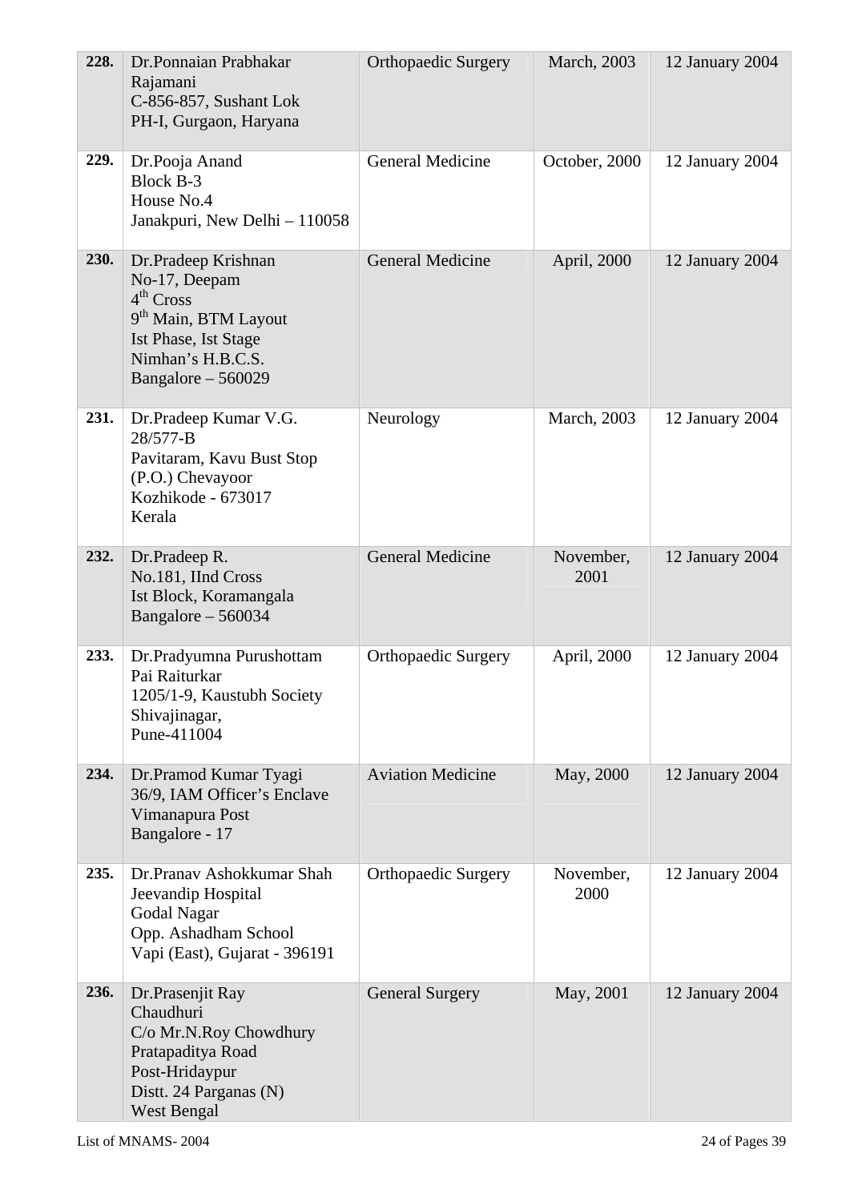| | | | | |
|---|---|---|---|---|
| **228.** | Dr.Ponnaian Prabhakar Rajamani<br>C-856-857, Sushant Lok<br>PH-I, Gurgaon, Haryana | Orthopaedic Surgery | March, 2003 | 12 January 2004 |
| **229.** | Dr.Pooja Anand<br>Block B-3<br>House No.4<br>Janakpuri, New Delhi – 110058 | General Medicine | October, 2000 | 12 January 2004 |
| **230.** | Dr.Pradeep Krishnan<br>No-17, Deepam<br>4th Cross<br>9th Main, BTM Layout<br>Ist Phase, Ist Stage<br>Nimhan's H.B.C.S.<br>Bangalore – 560029 | General Medicine | April, 2000 | 12 January 2004 |
| **231.** | Dr.Pradeep Kumar V.G.<br>28/577-B<br>Pavitaram, Kavu Bust Stop<br>(P.O.) Chevayoor<br>Kozhikode - 673017<br>Kerala | Neurology | March, 2003 | 12 January 2004 |
| **232.** | Dr.Pradeep R.<br>No.181, IInd Cross<br>Ist Block, Koramangala<br>Bangalore – 560034 | General Medicine | November, 2001 | 12 January 2004 |
| **233.** | Dr.Pradyumna Purushottam Pai Raiturkar<br>1205/1-9, Kaustubh Society<br>Shivajinagar,<br>Pune-411004 | Orthopaedic Surgery | April, 2000 | 12 January 2004 |
| **234.** | Dr.Pramod Kumar Tyagi<br>36/9, IAM Officer's Enclave<br>Vimanapura Post<br>Bangalore - 17 | Aviation Medicine | May, 2000 | 12 January 2004 |
| **235.** | Dr.Pranav Ashokkumar Shah<br>Jeevandip Hospital<br>Godal Nagar<br>Opp. Ashadham School<br>Vapi (East), Gujarat - 396191 | Orthopaedic Surgery | November, 2000 | 12 January 2004 |
| **236.** | Dr.Prasenjit Ray Chaudhuri<br>C/o Mr.N.Roy Chowdhury<br>Pratapaditya Road<br>Post-Hridaypur<br>Distt. 24 Parganas (N)<br>West Bengal | General Surgery | May, 2001 | 12 January 2004 |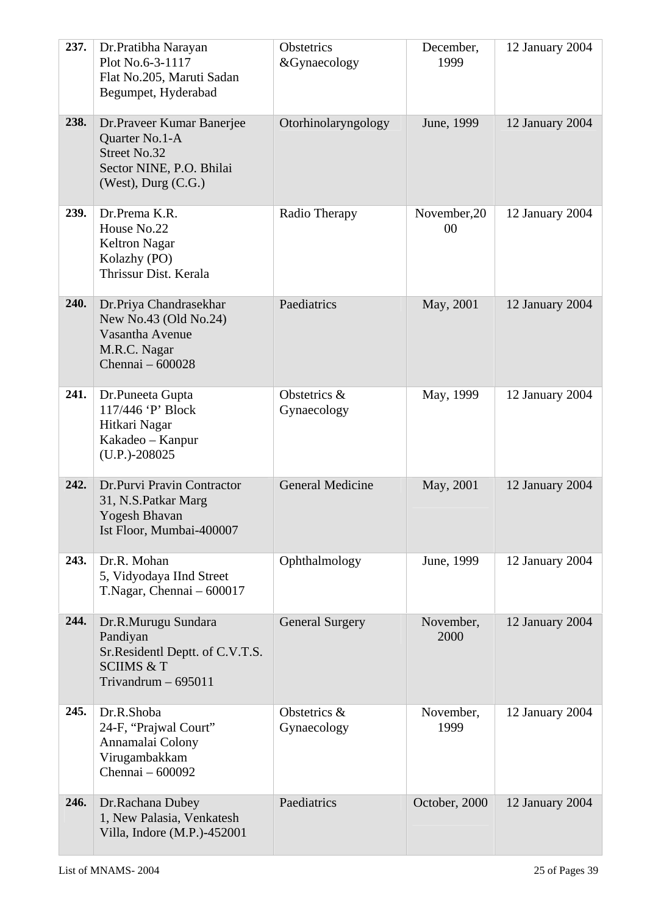| | | | | |
|---|---|---|---|---|
| **237.** | Dr.Pratibha Narayan<br>Plot No.6-3-1117<br>Flat No.205, Maruti Sadan<br>Begumpet, Hyderabad | Obstetrics<br>&Gynaecology | December,<br>1999 | 12 January 2004 |
| **238.** | Dr.Praveer Kumar Banerjee<br>Quarter No.1-A<br>Street No.32<br>Sector NINE, P.O. Bhilai<br>(West), Durg (C.G.) | Otorhinolaryngology | June, 1999 | 12 January 2004 |
| **239.** | Dr.Prema K.R.<br>House No.22<br>Keltron Nagar<br>Kolazhy (PO)<br>Thrissur Dist. Kerala | Radio Therapy | November,20<br>00 | 12 January 2004 |
| **240.** | Dr.Priya Chandrasekhar<br>New No.43 (Old No.24)<br>Vasantha Avenue<br>M.R.C. Nagar<br>Chennai – 600028 | Paediatrics | May, 2001 | 12 January 2004 |
| **241.** | Dr.Puneeta Gupta<br>117/446 'P' Block<br>Hitkari Nagar<br>Kakadeo – Kanpur<br>(U.P.)-208025 | Obstetrics &<br>Gynaecology | May, 1999 | 12 January 2004 |
| **242.** | Dr.Purvi Pravin Contractor<br>31, N.S.Patkar Marg<br>Yogesh Bhavan<br>Ist Floor, Mumbai-400007 | General Medicine | May, 2001 | 12 January 2004 |
| **243.** | Dr.R. Mohan<br>5, Vidyodaya IInd Street<br>T.Nagar, Chennai – 600017 | Ophthalmology | June, 1999 | 12 January 2004 |
| **244.** | Dr.R.Murugu Sundara<br>Pandiyan<br>Sr.Residentl Deptt. of C.V.T.S.<br>SCIIMS & T<br>Trivandrum – 695011 | General Surgery | November,<br>2000 | 12 January 2004 |
| **245.** | Dr.R.Shoba<br>24-F, "Prajwal Court"<br>Annamalai Colony<br>Virugambakkam<br>Chennai – 600092 | Obstetrics &<br>Gynaecology | November,<br>1999 | 12 January 2004 |
| **246.** | Dr.Rachana Dubey<br>1, New Palasia, Venkatesh<br>Villa, Indore (M.P.)-452001 | Paediatrics | October, 2000 | 12 January 2004 |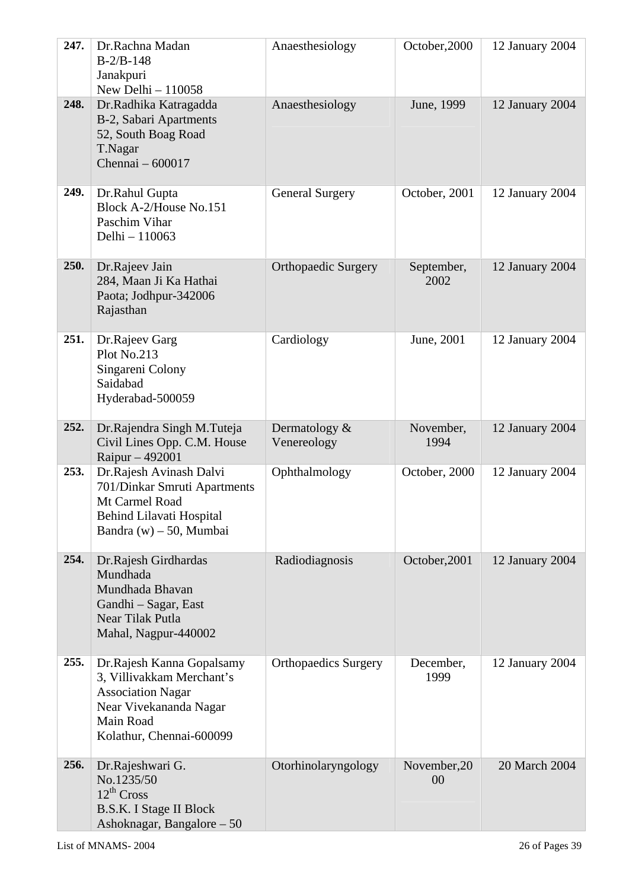| | | | | |
|---|---|---|---|---|
| **247.** | Dr.Rachna Madan<br>B-2/B-148<br>Janakpuri<br>New Delhi – 110058 | Anaesthesiology | October,2000 | 12 January 2004 |
| **248.** | Dr.Radhika Katragadda<br>B-2, Sabari Apartments<br>52, South Boag Road<br>T.Nagar<br>Chennai – 600017 | Anaesthesiology | June, 1999 | 12 January 2004 |
| **249.** | Dr.Rahul Gupta<br>Block A-2/House No.151<br>Paschim Vihar<br>Delhi – 110063 | General Surgery | October, 2001 | 12 January 2004 |
| **250.** | Dr.Rajeev Jain<br>284, Maan Ji Ka Hathai<br>Paota; Jodhpur-342006<br>Rajasthan | Orthopaedic Surgery | September, 2002 | 12 January 2004 |
| **251.** | Dr.Rajeev Garg<br>Plot No.213<br>Singareni Colony<br>Saidabad<br>Hyderabad-500059 | Cardiology | June, 2001 | 12 January 2004 |
| **252.** | Dr.Rajendra Singh M.Tuteja<br>Civil Lines Opp. C.M. House<br>Raipur – 492001 | Dermatology & Venereology | November, 1994 | 12 January 2004 |
| **253.** | Dr.Rajesh Avinash Dalvi<br>701/Dinkar Smruti Apartments<br>Mt Carmel Road<br>Behind Lilavati Hospital<br>Bandra (w) – 50, Mumbai | Ophthalmology | October, 2000 | 12 January 2004 |
| **254.** | Dr.Rajesh Girdhardas Mundhada<br>Mundhada Bhavan<br>Gandhi – Sagar, East<br>Near Tilak Putla<br>Mahal, Nagpur-440002 | Radiodiagnosis | October,2001 | 12 January 2004 |
| **255.** | Dr.Rajesh Kanna Gopalsamy<br>3, Villivakkam Merchant's Association Nagar<br>Near Vivekananda Nagar<br>Main Road<br>Kolathur, Chennai-600099 | Orthopaedics Surgery | December, 1999 | 12 January 2004 |
| **256.** | Dr.Rajeshwari G.<br>No.1235/50<br>12th Cross<br>B.S.K. I Stage II Block<br>Ashoknagar, Bangalore – 50 | Otorhinolaryngology | November,2000 | 20 March 2004 |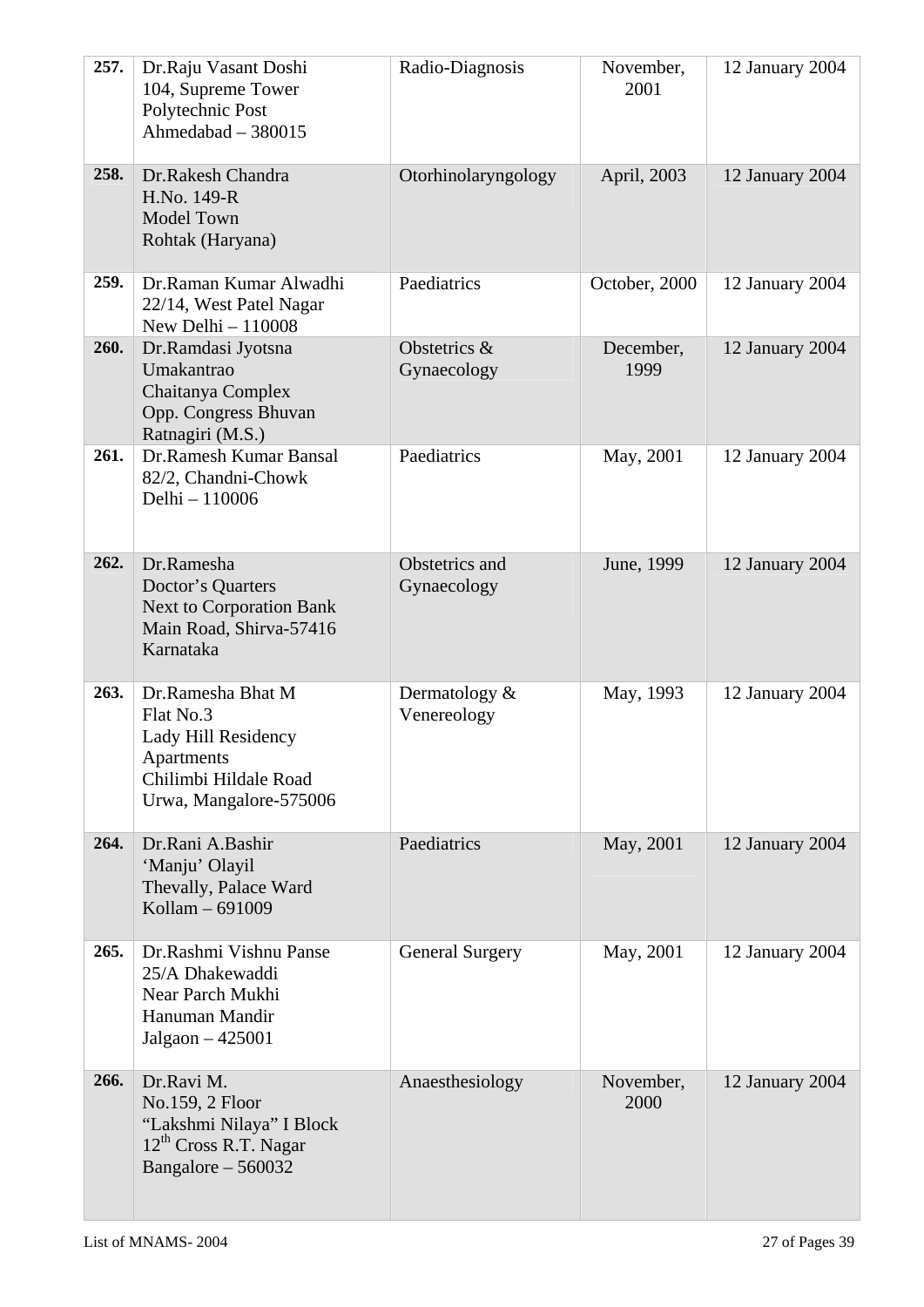| | | | | |
|---|---|---|---|---|
| **257.** | Dr.Raju Vasant Doshi<br>104, Supreme Tower<br>Polytechnic Post<br>Ahmedabad – 380015 | Radio-Diagnosis | November, 2001 | 12 January 2004 |
| **258.** | Dr.Rakesh Chandra<br>H.No. 149-R<br>Model Town<br>Rohtak (Haryana) | Otorhinolaryngology | April, 2003 | 12 January 2004 |
| **259.** | Dr.Raman Kumar Alwadhi<br>22/14, West Patel Nagar<br>New Delhi – 110008 | Paediatrics | October, 2000 | 12 January 2004 |
| **260.** | Dr.Ramdasi Jyotsna Umakantrao<br>Chaitanya Complex<br>Opp. Congress Bhuvan<br>Ratnagiri (M.S.) | Obstetrics & Gynaecology | December, 1999 | 12 January 2004 |
| **261.** | Dr.Ramesh Kumar Bansal<br>82/2, Chandni-Chowk<br>Delhi – 110006 | Paediatrics | May, 2001 | 12 January 2004 |
| **262.** | Dr.Ramesha<br>Doctor's Quarters<br>Next to Corporation Bank<br>Main Road, Shirva-57416<br>Karnataka | Obstetrics and Gynaecology | June, 1999 | 12 January 2004 |
| **263.** | Dr.Ramesha Bhat M<br>Flat No.3<br>Lady Hill Residency Apartments<br>Chilimbi Hildale Road<br>Urwa, Mangalore-575006 | Dermatology & Venereology | May, 1993 | 12 January 2004 |
| **264.** | Dr.Rani A.Bashir<br>'Manju' Olayil<br>Thevally, Palace Ward<br>Kollam – 691009 | Paediatrics | May, 2001 | 12 January 2004 |
| **265.** | Dr.Rashmi Vishnu Panse<br>25/A Dhakewaddi<br>Near Parch Mukhi<br>Hanuman Mandir<br>Jalgaon – 425001 | General Surgery | May, 2001 | 12 January 2004 |
| **266.** | Dr.Ravi M.<br>No.159, 2 Floor<br>"Lakshmi Nilaya" I Block<br>12th Cross R.T. Nagar<br>Bangalore – 560032 | Anaesthesiology | November, 2000 | 12 January 2004 |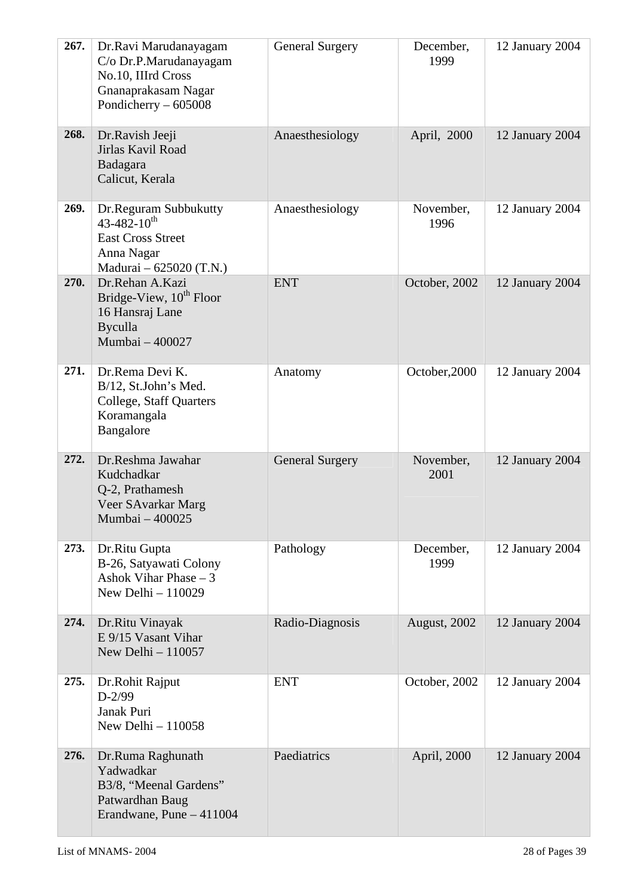| 267. | Dr.Ravi Marudanayagam<br>C/o Dr.P.Marudanayagam<br>No.10, IIIrd Cross<br>Gnanaprakasam Nagar<br>Pondicherry – 605008 | General Surgery | December, 1999 | 12 January 2004 |
|---|---|---|---|---|
| 268. | Dr.Ravish Jeeji<br>Jirlas Kavil Road<br>Badagara<br>Calicut, Kerala | Anaesthesiology | April, 2000 | 12 January 2004 |
| 269. | Dr.Reguram Subbukutty<br>43-482-10th<br>East Cross Street<br>Anna Nagar<br>Madurai – 625020 (T.N.) | Anaesthesiology | November, 1996 | 12 January 2004 |
| 270. | Dr.Rehan A.Kazi<br>Bridge-View, 10th Floor<br>16 Hansraj Lane<br>Byculla<br>Mumbai – 400027 | ENT | October, 2002 | 12 January 2004 |
| 271. | Dr.Rema Devi K.<br>B/12, St.John's Med. College, Staff Quarters<br>Koramangala<br>Bangalore | Anatomy | October,2000 | 12 January 2004 |
| 272. | Dr.Reshma Jawahar Kudchadkar<br>Q-2, Prathamesh<br>Veer SAvarkar Marg<br>Mumbai – 400025 | General Surgery | November, 2001 | 12 January 2004 |
| 273. | Dr.Ritu Gupta<br>B-26, Satyawati Colony<br>Ashok Vihar Phase – 3<br>New Delhi – 110029 | Pathology | December, 1999 | 12 January 2004 |
| 274. | Dr.Ritu Vinayak<br>E 9/15 Vasant Vihar<br>New Delhi – 110057 | Radio-Diagnosis | August, 2002 | 12 January 2004 |
| 275. | Dr.Rohit Rajput<br>D-2/99<br>Janak Puri<br>New Delhi – 110058 | ENT | October, 2002 | 12 January 2004 |
| 276. | Dr.Ruma Raghunath Yadwadkar<br>B3/8, "Meenal Gardens"<br>Patwardhan Baug<br>Erandwane, Pune – 411004 | Paediatrics | April, 2000 | 12 January 2004 |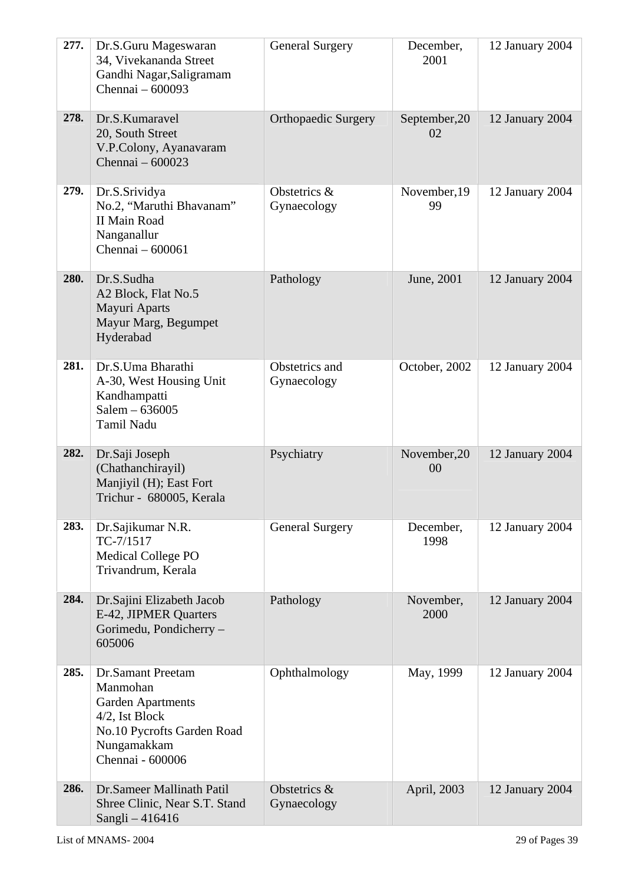| 277. | Dr.S.Guru Mageswaran<br>34, Vivekananda Street<br>Gandhi Nagar,Saligramam<br>Chennai – 600093 | General Surgery | December, 2001 | 12 January 2004 |
|---|---|---|---|---|
| 278. | Dr.S.Kumaravel<br>20, South Street<br>V.P.Colony, Ayanavaram<br>Chennai – 600023 | Orthopaedic Surgery | September,2002 | 12 January 2004 |
| 279. | Dr.S.Srividya<br>No.2, "Maruthi Bhavanam"<br>II Main Road<br>Nanganallur<br>Chennai – 600061 | Obstetrics & Gynaecology | November,1999 | 12 January 2004 |
| 280. | Dr.S.Sudha<br>A2 Block, Flat No.5<br>Mayuri Aparts<br>Mayur Marg, Begumpet<br>Hyderabad | Pathology | June, 2001 | 12 January 2004 |
| 281. | Dr.S.Uma Bharathi<br>A-30, West Housing Unit<br>Kandhampatti<br>Salem – 636005<br>Tamil Nadu | Obstetrics and Gynaecology | October, 2002 | 12 January 2004 |
| 282. | Dr.Saji Joseph<br>(Chathanchirayil)<br>Manjiyil (H); East Fort<br>Trichur - 680005, Kerala | Psychiatry | November,2000 | 12 January 2004 |
| 283. | Dr.Sajikumar N.R.<br>TC-7/1517<br>Medical College PO<br>Trivandrum, Kerala | General Surgery | December, 1998 | 12 January 2004 |
| 284. | Dr.Sajini Elizabeth Jacob<br>E-42, JIPMER Quarters<br>Gorimedu, Pondicherry – 605006 | Pathology | November, 2000 | 12 January 2004 |
| 285. | Dr.Samant Preetam Manmohan<br>Garden Apartments<br>4/2, Ist Block<br>No.10 Pycrofts Garden Road<br>Nungamakkam<br>Chennai - 600006 | Ophthalmology | May, 1999 | 12 January 2004 |
| 286. | Dr.Sameer Mallinath Patil<br>Shree Clinic, Near S.T. Stand<br>Sangli – 416416 | Obstetrics & Gynaecology | April, 2003 | 12 January 2004 |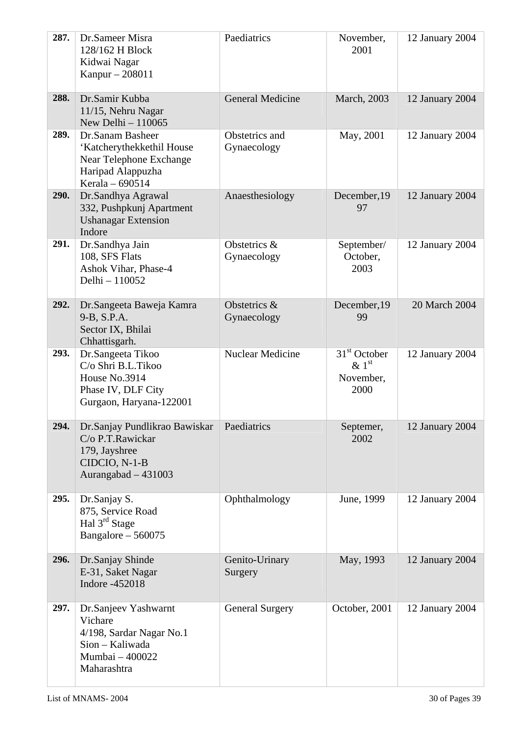| | | | | |
|---|---|---|---|---|
| **287.** | Dr.Sameer Misra<br>128/162 H Block<br>Kidwai Nagar<br>Kanpur – 208011 | Paediatrics | November, 2001 | 12 January 2004 |
| **288.** | Dr.Samir Kubba<br>11/15, Nehru Nagar<br>New Delhi – 110065 | General Medicine | March, 2003 | 12 January 2004 |
| **289.** | Dr.Sanam Basheer<br>'Katcherythekkethil House<br>Near Telephone Exchange<br>Haripad Alappuzha<br>Kerala – 690514 | Obstetrics and Gynaecology | May, 2001 | 12 January 2004 |
| **290.** | Dr.Sandhya Agrawal<br>332, Pushpkunj Apartment<br>Ushanagar Extension<br>Indore | Anaesthesiology | December,1997 | 12 January 2004 |
| **291.** | Dr.Sandhya Jain<br>108, SFS Flats<br>Ashok Vihar, Phase-4<br>Delhi – 110052 | Obstetrics & Gynaecology | September/ October, 2003 | 12 January 2004 |
| **292.** | Dr.Sangeeta Baweja Kamra<br>9-B, S.P.A.<br>Sector IX, Bhilai<br>Chhattisgarh. | Obstetrics & Gynaecology | December,1999 | 20 March 2004 |
| **293.** | Dr.Sangeeta Tikoo<br>C/o Shri B.L.Tikoo<br>House No.3914<br>Phase IV, DLF City<br>Gurgaon, Haryana-122001 | Nuclear Medicine | 31st October & 1st November, 2000 | 12 January 2004 |
| **294.** | Dr.Sanjay Pundlikrao Bawiskar<br>C/o P.T.Rawickar<br>179, Jayshree<br>CIDCIO, N-1-B<br>Aurangabad – 431003 | Paediatrics | Septemer, 2002 | 12 January 2004 |
| **295.** | Dr.Sanjay S.<br>875, Service Road<br>Hal 3rd Stage<br>Bangalore – 560075 | Ophthalmology | June, 1999 | 12 January 2004 |
| **296.** | Dr.Sanjay Shinde<br>E-31, Saket Nagar<br>Indore -452018 | Genito-Urinary Surgery | May, 1993 | 12 January 2004 |
| **297.** | Dr.Sanjeev Yashwarnt Vichare<br>4/198, Sardar Nagar No.1<br>Sion – Kaliwada<br>Mumbai – 400022<br>Maharashtra | General Surgery | October, 2001 | 12 January 2004 |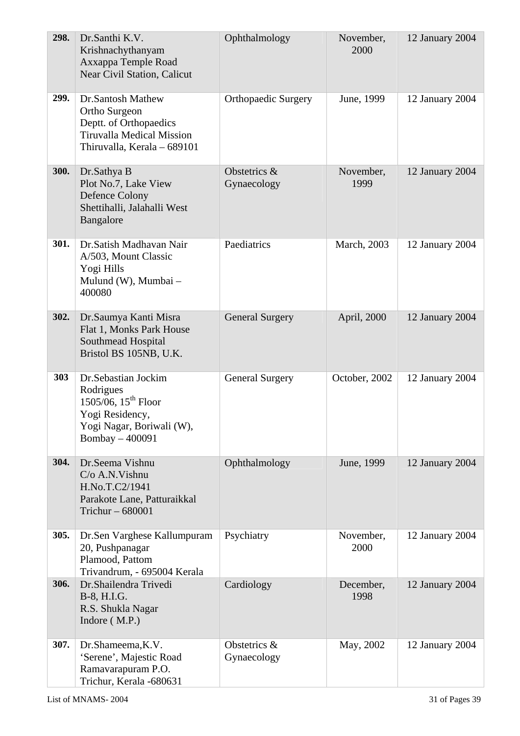| | | | | |
|---|---|---|---|---|
| **298.** | Dr.Santhi K.V.<br>Krishnachythanyam<br>Axxappa Temple Road<br>Near Civil Station, Calicut | Ophthalmology | November, 2000 | 12 January 2004 |
| **299.** | Dr.Santosh Mathew<br>Ortho Surgeon<br>Deptt. of Orthopaedics<br>Tiruvalla Medical Mission<br>Thiruvalla, Kerala – 689101 | Orthopaedic Surgery | June, 1999 | 12 January 2004 |
| **300.** | Dr.Sathya B<br>Plot No.7, Lake View<br>Defence Colony<br>Shettihalli, Jalahalli West<br>Bangalore | Obstetrics & Gynaecology | November, 1999 | 12 January 2004 |
| **301.** | Dr.Satish Madhavan Nair<br>A/503, Mount Classic<br>Yogi Hills<br>Mulund (W), Mumbai – 400080 | Paediatrics | March, 2003 | 12 January 2004 |
| **302.** | Dr.Saumya Kanti Misra<br>Flat 1, Monks Park House<br>Southmead Hospital<br>Bristol BS 105NB, U.K. | General Surgery | April, 2000 | 12 January 2004 |
| **303** | Dr.Sebastian Jockim Rodrigues<br>1505/06, 15th Floor<br>Yogi Residency,<br>Yogi Nagar, Boriwali (W),<br>Bombay – 400091 | General Surgery | October, 2002 | 12 January 2004 |
| **304.** | Dr.Seema Vishnu<br>C/o A.N.Vishnu<br>H.No.T.C2/1941<br>Parakote Lane, Patturaikkal<br>Trichur – 680001 | Ophthalmology | June, 1999 | 12 January 2004 |
| **305.** | Dr.Sen Varghese Kallumpuram<br>20, Pushpanagar<br>Plamood, Pattom<br>Trivandrum, - 695004 Kerala | Psychiatry | November, 2000 | 12 January 2004 |
| **306.** | Dr.Shailendra Trivedi<br>B-8, H.I.G.<br>R.S. Shukla Nagar<br>Indore ( M.P.) | Cardiology | December, 1998 | 12 January 2004 |
| **307.** | Dr.Shameema,K.V.<br>'Serene', Majestic Road<br>Ramavarapuram P.O.<br>Trichur, Kerala -680631 | Obstetrics & Gynaecology | May, 2002 | 12 January 2004 |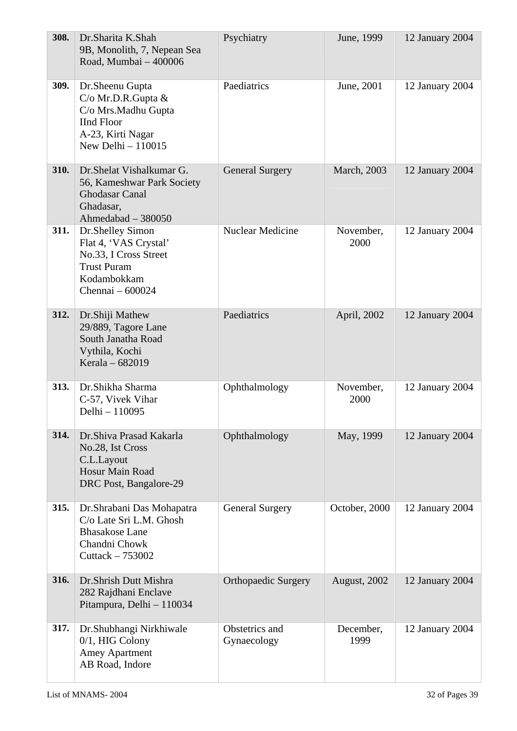| | | | | |
|---|---|---|---|---|
| **308.** | Dr.Sharita K.Shah<br>9B, Monolith, 7, Nepean Sea Road, Mumbai – 400006 | Psychiatry | June, 1999 | 12 January 2004 |
| **309.** | Dr.Sheenu Gupta<br>C/o Mr.D.R.Gupta &<br>C/o Mrs.Madhu Gupta<br>IInd Floor<br>A-23, Kirti Nagar<br>New Delhi – 110015 | Paediatrics | June, 2001 | 12 January 2004 |
| **310.** | Dr.Shelat Vishalkumar G.<br>56, Kameshwar Park Society<br>Ghodasar Canal<br>Ghadasar,<br>Ahmedabad – 380050 | General Surgery | March, 2003 | 12 January 2004 |
| **311.** | Dr.Shelley Simon<br>Flat 4, 'VAS Crystal'<br>No.33, I Cross Street<br>Trust Puram<br>Kodambokkam<br>Chennai – 600024 | Nuclear Medicine | November, 2000 | 12 January 2004 |
| **312.** | Dr.Shiji Mathew<br>29/889, Tagore Lane<br>South Janatha Road<br>Vythila, Kochi<br>Kerala – 682019 | Paediatrics | April, 2002 | 12 January 2004 |
| **313.** | Dr.Shikha Sharma<br>C-57, Vivek Vihar<br>Delhi – 110095 | Ophthalmology | November, 2000 | 12 January 2004 |
| **314.** | Dr.Shiva Prasad Kakarla<br>No.28, Ist Cross<br>C.L.Layout<br>Hosur Main Road<br>DRC Post, Bangalore-29 | Ophthalmology | May, 1999 | 12 January 2004 |
| **315.** | Dr.Shrabani Das Mohapatra<br>C/o Late Sri L.M. Ghosh<br>Bhasakose Lane<br>Chandni Chowk<br>Cuttack – 753002 | General Surgery | October, 2000 | 12 January 2004 |
| **316.** | Dr.Shrish Dutt Mishra<br>282 Rajdhani Enclave<br>Pitampura, Delhi – 110034 | Orthopaedic Surgery | August, 2002 | 12 January 2004 |
| **317.** | Dr.Shubhangi Nirkhiwale<br>0/1, HIG Colony<br>Amey Apartment<br>AB Road, Indore | Obstetrics and Gynaecology | December, 1999 | 12 January 2004 |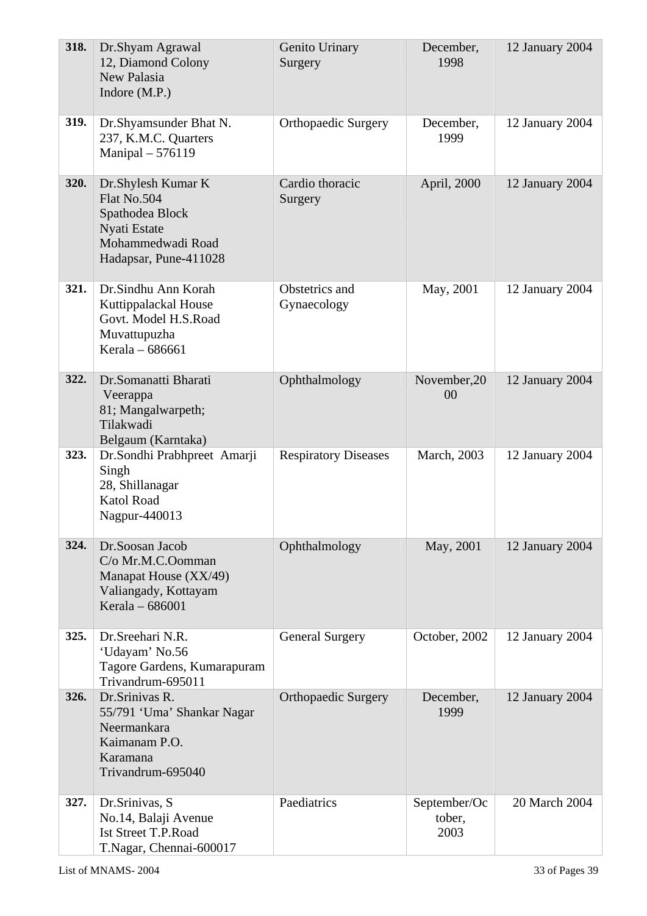| | | | | |
|---|---|---|---|---|
| **318.** | Dr.Shyam Agrawal<br>12, Diamond Colony<br>New Palasia<br>Indore (M.P.) | Genito Urinary Surgery | December, 1998 | 12 January 2004 |
| **319.** | Dr.Shyamsunder Bhat N.<br>237, K.M.C. Quarters<br>Manipal – 576119 | Orthopaedic Surgery | December, 1999 | 12 January 2004 |
| **320.** | Dr.Shylesh Kumar K<br>Flat No.504<br>Spathodea Block<br>Nyati Estate<br>Mohammedwadi Road<br>Hadapsar, Pune-411028 | Cardio thoracic Surgery | April, 2000 | 12 January 2004 |
| **321.** | Dr.Sindhu Ann Korah<br>Kuttippalackal House<br>Govt. Model H.S.Road<br>Muvattupuzha<br>Kerala – 686661 | Obstetrics and Gynaecology | May, 2001 | 12 January 2004 |
| **322.** | Dr.Somanatti Bharati Veerappa<br>81; Mangalwarpeth;<br>Tilakwadi<br>Belgaum (Karntaka) | Ophthalmology | November,2000 | 12 January 2004 |
| **323.** | Dr.Sondhi Prabhpreet Amarji Singh<br>28, Shillanagar<br>Katol Road<br>Nagpur-440013 | Respiratory Diseases | March, 2003 | 12 January 2004 |
| **324.** | Dr.Soosan Jacob<br>C/o Mr.M.C.Oomman<br>Manapat House (XX/49)<br>Valiangady, Kottayam<br>Kerala – 686001 | Ophthalmology | May, 2001 | 12 January 2004 |
| **325.** | Dr.Sreehari N.R.<br>'Udayam' No.56<br>Tagore Gardens, Kumarapuram<br>Trivandrum-695011 | General Surgery | October, 2002 | 12 January 2004 |
| **326.** | Dr.Srinivas R.<br>55/791 'Uma' Shankar Nagar<br>Neermankara<br>Kaimanam P.O.<br>Karamana<br>Trivandrum-695040 | Orthopaedic Surgery | December, 1999 | 12 January 2004 |
| **327.** | Dr.Srinivas, S<br>No.14, Balaji Avenue<br>Ist Street T.P.Road<br>T.Nagar, Chennai-600017 | Paediatrics | September/October, 2003 | 20 March 2004 |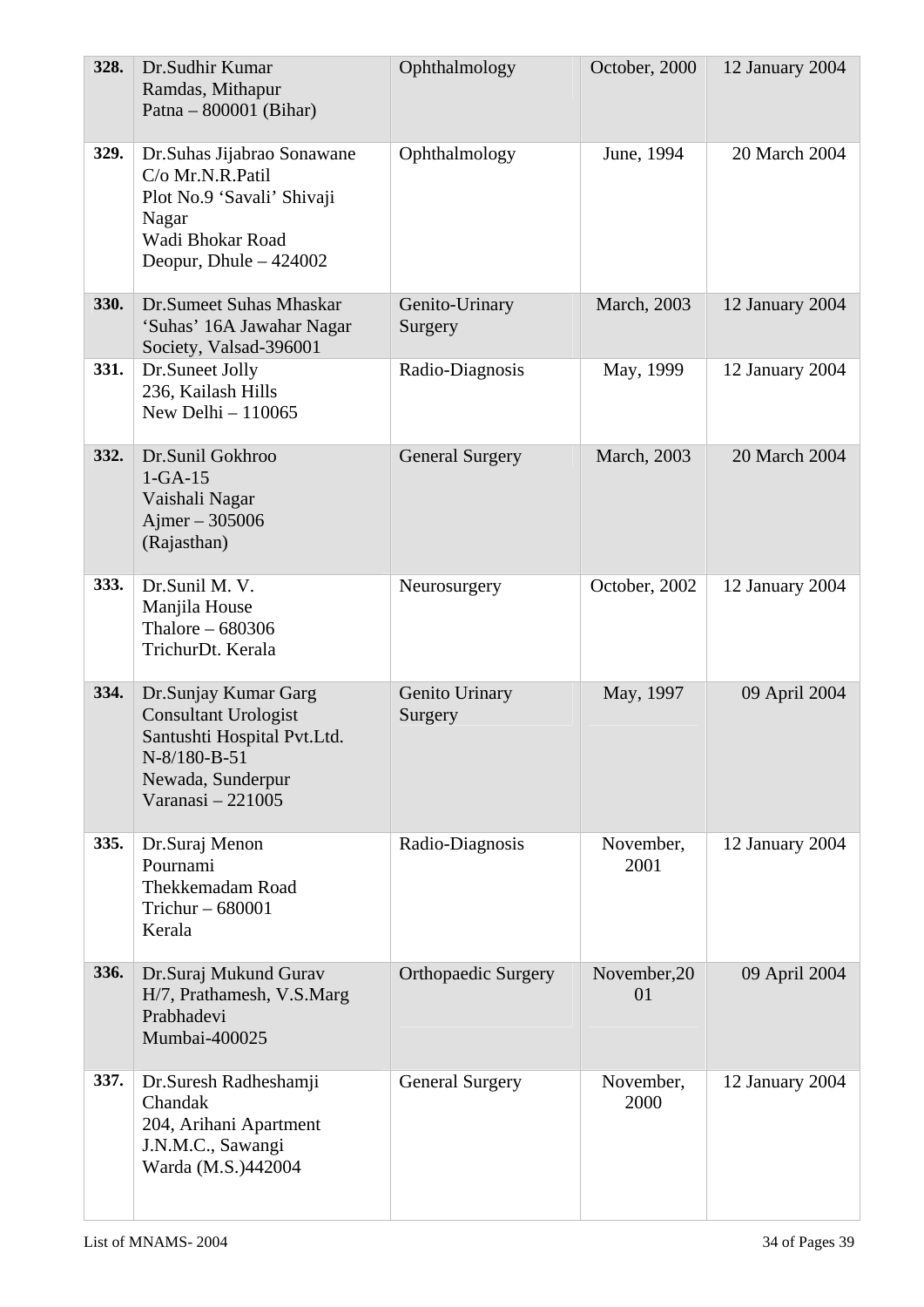| | | | | |
|---|---|---|---|---|
| **328.** | Dr.Sudhir Kumar<br>Ramdas, Mithapur<br>Patna – 800001 (Bihar) | Ophthalmology | October, 2000 | 12 January 2004 |
| **329.** | Dr.Suhas Jijabrao Sonawane<br>C/o Mr.N.R.Patil<br>Plot No.9 'Savali' Shivaji Nagar<br>Wadi Bhokar Road<br>Deopur, Dhule – 424002 | Ophthalmology | June, 1994 | 20 March 2004 |
| **330.** | Dr.Sumeet Suhas Mhaskar<br>'Suhas' 16A Jawahar Nagar Society, Valsad-396001 | Genito-Urinary Surgery | March, 2003 | 12 January 2004 |
| **331.** | Dr.Suneet Jolly<br>236, Kailash Hills<br>New Delhi – 110065 | Radio-Diagnosis | May, 1999 | 12 January 2004 |
| **332.** | Dr.Sunil Gokhroo<br>1-GA-15<br>Vaishali Nagar<br>Ajmer – 305006<br>(Rajasthan) | General Surgery | March, 2003 | 20 March 2004 |
| **333.** | Dr.Sunil M. V.<br>Manjila House<br>Thalore – 680306<br>TrichurDt. Kerala | Neurosurgery | October, 2002 | 12 January 2004 |
| **334.** | Dr.Sunjay Kumar Garg<br>Consultant Urologist<br>Santushti Hospital Pvt.Ltd.<br>N-8/180-B-51<br>Newada, Sunderpur<br>Varanasi – 221005 | Genito Urinary Surgery | May, 1997 | 09 April 2004 |
| **335.** | Dr.Suraj Menon<br>Pournami<br>Thekkemadam Road<br>Trichur – 680001<br>Kerala | Radio-Diagnosis | November, 2001 | 12 January 2004 |
| **336.** | Dr.Suraj Mukund Gurav<br>H/7, Prathamesh, V.S.Marg<br>Prabhadevi<br>Mumbai-400025 | Orthopaedic Surgery | November,2001 | 09 April 2004 |
| **337.** | Dr.Suresh Radheshamji Chandak<br>204, Arihani Apartment<br>J.N.M.C., Sawangi<br>Warda (M.S.)442004 | General Surgery | November, 2000 | 12 January 2004 |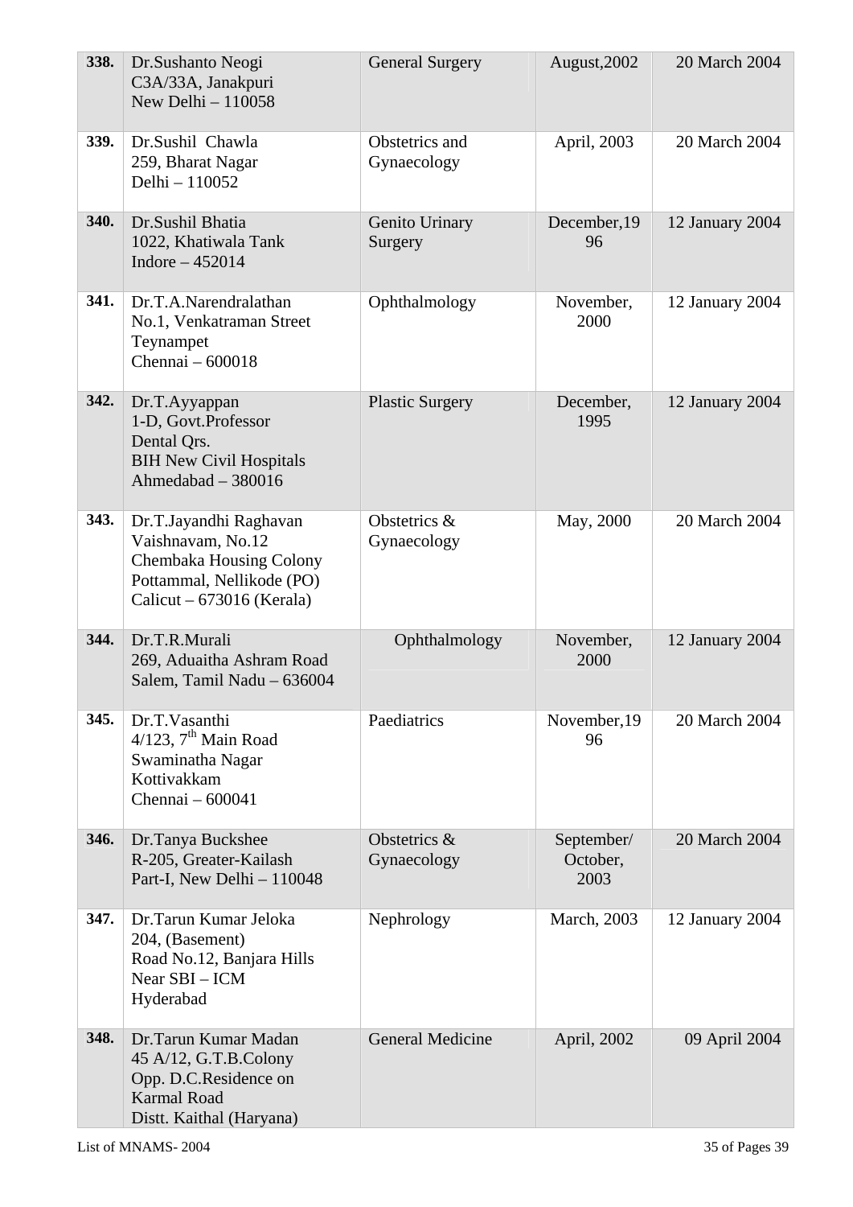| | | | | |
|---|---|---|---|---|
| **338.** | Dr.Sushanto Neogi<br>C3A/33A, Janakpuri<br>New Delhi – 110058 | General Surgery | August,2002 | 20 March 2004 |
| **339.** | Dr.Sushil Chawla<br>259, Bharat Nagar<br>Delhi – 110052 | Obstetrics and Gynaecology | April, 2003 | 20 March 2004 |
| **340.** | Dr.Sushil Bhatia<br>1022, Khatiwala Tank<br>Indore – 452014 | Genito Urinary Surgery | December,1996 | 12 January 2004 |
| **341.** | Dr.T.A.Narendralathan<br>No.1, Venkatraman Street<br>Teynampet<br>Chennai – 600018 | Ophthalmology | November, 2000 | 12 January 2004 |
| **342.** | Dr.T.Ayyappan<br>1-D, Govt.Professor<br>Dental Qrs.<br>BIH New Civil Hospitals<br>Ahmedabad – 380016 | Plastic Surgery | December, 1995 | 12 January 2004 |
| **343.** | Dr.T.Jayandhi Raghavan<br>Vaishnavam, No.12<br>Chembaka Housing Colony<br>Pottammal, Nellikode (PO)<br>Calicut – 673016 (Kerala) | Obstetrics & Gynaecology | May, 2000 | 20 March 2004 |
| **344.** | Dr.T.R.Murali<br>269, Aduaitha Ashram Road<br>Salem, Tamil Nadu – 636004 | Ophthalmology | November, 2000 | 12 January 2004 |
| **345.** | Dr.T.Vasanthi<br>4/123, 7th Main Road<br>Swaminatha Nagar<br>Kottivakkam<br>Chennai – 600041 | Paediatrics | November,1996 | 20 March 2004 |
| **346.** | Dr.Tanya Buckshee<br>R-205, Greater-Kailash<br>Part-I, New Delhi – 110048 | Obstetrics & Gynaecology | September/ October, 2003 | 20 March 2004 |
| **347.** | Dr.Tarun Kumar Jeloka<br>204, (Basement)<br>Road No.12, Banjara Hills<br>Near SBI – ICM<br>Hyderabad | Nephrology | March, 2003 | 12 January 2004 |
| **348.** | Dr.Tarun Kumar Madan<br>45 A/12, G.T.B.Colony<br>Opp. D.C.Residence on<br>Karmal Road<br>Distt. Kaithal (Haryana) | General Medicine | April, 2002 | 09 April 2004 |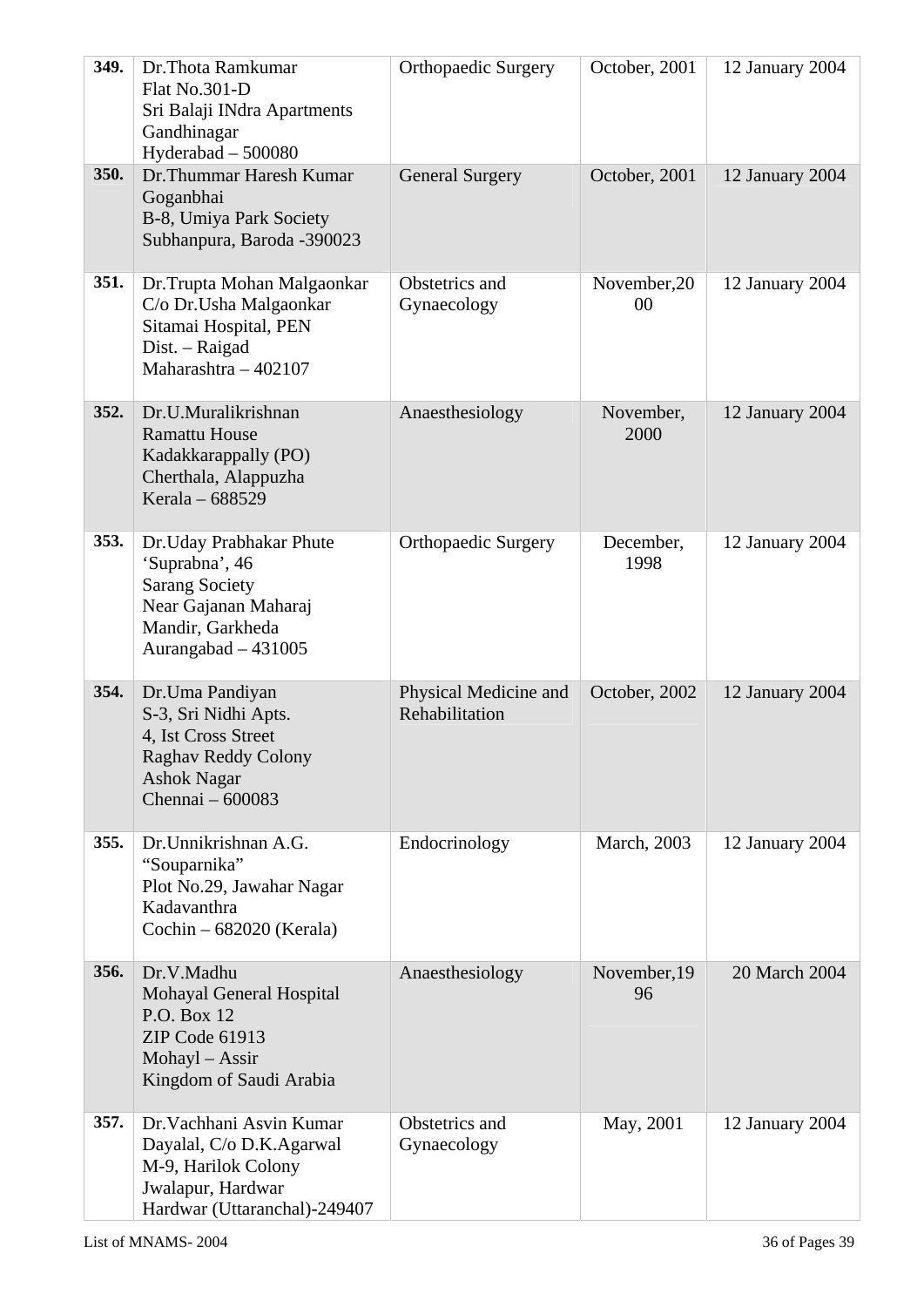| | | | | |
|---|---|---|---|---|
| **349.** | Dr.Thota Ramkumar<br>Flat No.301-D<br>Sri Balaji INdra Apartments<br>Gandhinagar<br>Hyderabad – 500080 | Orthopaedic Surgery | October, 2001 | 12 January 2004 |
| **350.** | Dr.Thummar Haresh Kumar Goganbhai<br>B-8, Umiya Park Society<br>Subhanpura, Baroda -390023 | General Surgery | October, 2001 | 12 January 2004 |
| **351.** | Dr.Trupta Mohan Malgaonkar<br>C/o Dr.Usha Malgaonkar<br>Sitamai Hospital, PEN<br>Dist. – Raigad<br>Maharashtra – 402107 | Obstetrics and Gynaecology | November,2000 | 12 January 2004 |
| **352.** | Dr.U.Muralikrishnan<br>Ramattu House<br>Kadakkarappally (PO)<br>Cherthala, Alappuzha<br>Kerala – 688529 | Anaesthesiology | November, 2000 | 12 January 2004 |
| **353.** | Dr.Uday Prabhakar Phute<br>'Suprabna', 46<br>Sarang Society<br>Near Gajanan Maharaj Mandir, Garkheda<br>Aurangabad – 431005 | Orthopaedic Surgery | December, 1998 | 12 January 2004 |
| **354.** | Dr.Uma Pandiyan<br>S-3, Sri Nidhi Apts.<br>4, Ist Cross Street<br>Raghav Reddy Colony<br>Ashok Nagar<br>Chennai – 600083 | Physical Medicine and Rehabilitation | October, 2002 | 12 January 2004 |
| **355.** | Dr.Unnikrishnan A.G.<br>"Souparnika"<br>Plot No.29, Jawahar Nagar<br>Kadavanthra<br>Cochin – 682020 (Kerala) | Endocrinology | March, 2003 | 12 January 2004 |
| **356.** | Dr.V.Madhu<br>Mohayal General Hospital<br>P.O. Box 12<br>ZIP Code 61913<br>Mohayl – Assir<br>Kingdom of Saudi Arabia | Anaesthesiology | November,1996 | 20 March 2004 |
| **357.** | Dr.Vachhani Asvin Kumar Dayalal, C/o D.K.Agarwal<br>M-9, Harilok Colony<br>Jwalapur, Hardwar<br>Hardwar (Uttaranchal)-249407 | Obstetrics and Gynaecology | May, 2001 | 12 January 2004 |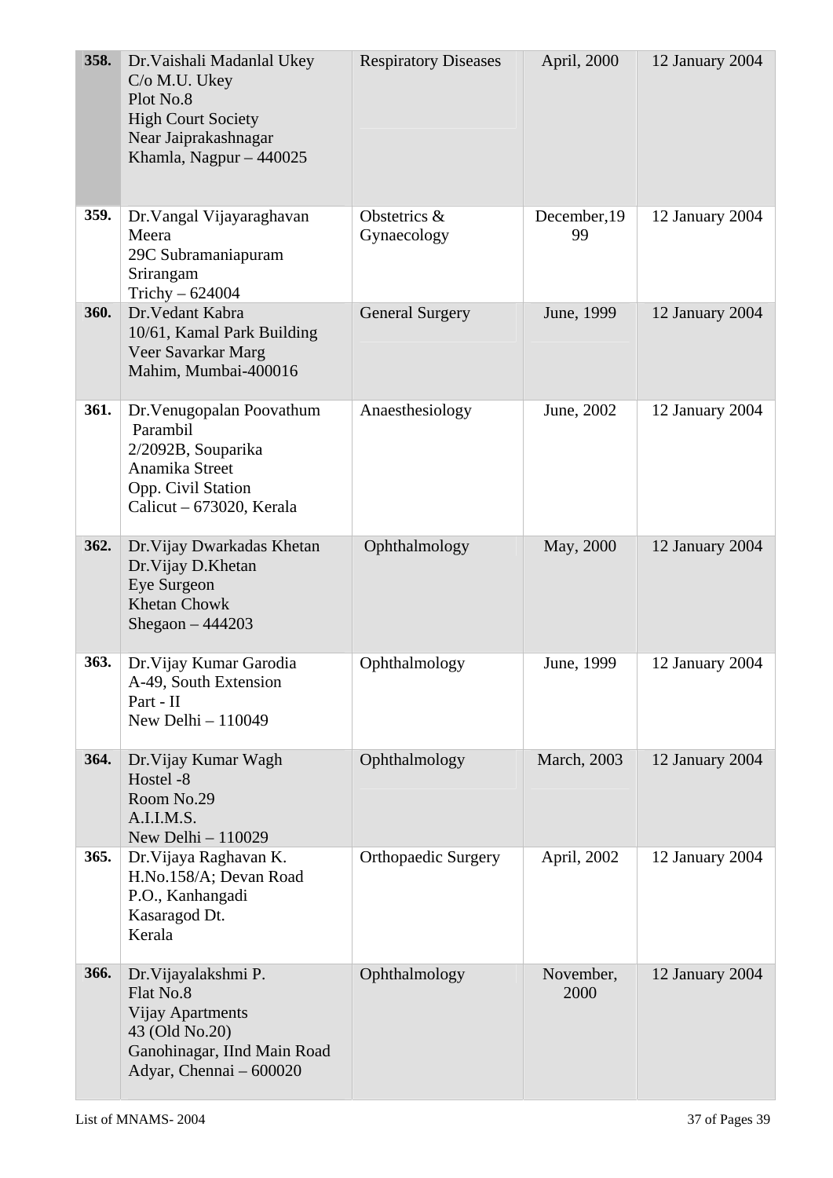| 358. | Dr.Vaishali Madanlal Ukey<br>C/o M.U. Ukey<br>Plot No.8<br>High Court Society<br>Near Jaiprakashnagar<br>Khamla, Nagpur – 440025 | Respiratory Diseases | April, 2000 | 12 January 2004 |
|---|---|---|---|---|
| 359. | Dr.Vangal Vijayaraghavan<br>Meera<br>29C Subramaniapuram<br>Srirangam<br>Trichy – 624004 | Obstetrics & Gynaecology | December,1999 | 12 January 2004 |
| 360. | Dr.Vedant Kabra<br>10/61, Kamal Park Building<br>Veer Savarkar Marg<br>Mahim, Mumbai-400016 | General Surgery | June, 1999 | 12 January 2004 |
| 361. | Dr.Venugopalan Poovathum Parambil<br>2/2092B, Souparika<br>Anamika Street<br>Opp. Civil Station<br>Calicut – 673020, Kerala | Anaesthesiology | June, 2002 | 12 January 2004 |
| 362. | Dr.Vijay Dwarkadas Khetan<br>Dr.Vijay D.Khetan<br>Eye Surgeon<br>Khetan Chowk<br>Shegaon – 444203 | Ophthalmology | May, 2000 | 12 January 2004 |
| 363. | Dr.Vijay Kumar Garodia<br>A-49, South Extension<br>Part - II<br>New Delhi – 110049 | Ophthalmology | June, 1999 | 12 January 2004 |
| 364. | Dr.Vijay Kumar Wagh<br>Hostel -8<br>Room No.29<br>A.I.I.M.S.<br>New Delhi – 110029 | Ophthalmology | March, 2003 | 12 January 2004 |
| 365. | Dr.Vijaya Raghavan K.<br>H.No.158/A; Devan Road<br>P.O., Kanhangadi<br>Kasaragod Dt.<br>Kerala | Orthopaedic Surgery | April, 2002 | 12 January 2004 |
| 366. | Dr.Vijayalakshmi P.<br>Flat No.8<br>Vijay Apartments<br>43 (Old No.20)<br>Ganohinagar, IInd Main Road<br>Adyar, Chennai – 600020 | Ophthalmology | November, 2000 | 12 January 2004 |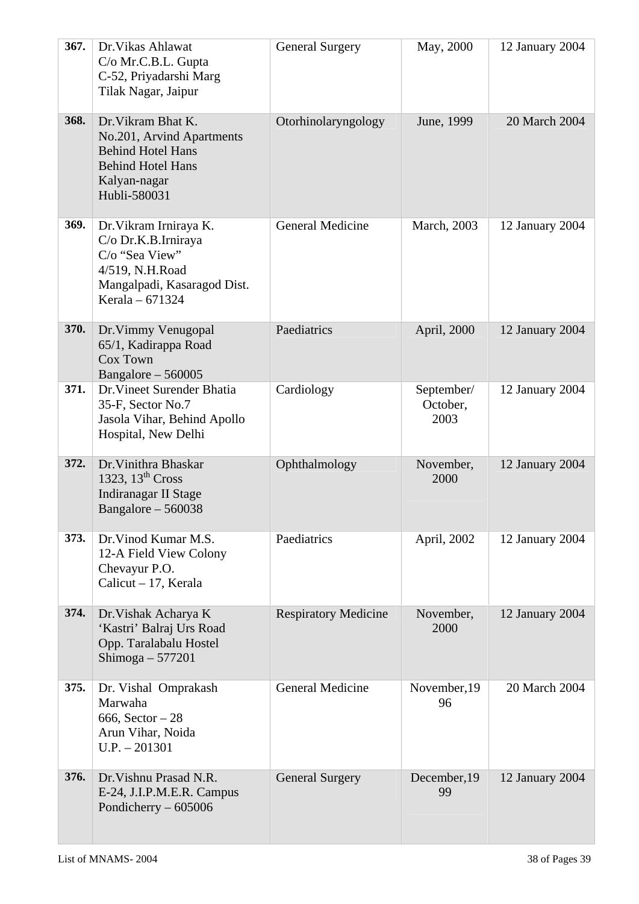| | | | | |
|---|---|---|---|---|
| **367.** | Dr.Vikas Ahlawat<br>C/o Mr.C.B.L. Gupta<br>C-52, Priyadarshi Marg<br>Tilak Nagar, Jaipur | General Surgery | May, 2000 | 12 January 2004 |
| **368.** | Dr.Vikram Bhat K.<br>No.201, Arvind Apartments<br>Behind Hotel Hans<br>Behind Hotel Hans<br>Kalyan-nagar<br>Hubli-580031 | Otorhinolaryngology | June, 1999 | 20 March 2004 |
| **369.** | Dr.Vikram Irniraya K.<br>C/o Dr.K.B.Irniraya<br>C/o "Sea View"<br>4/519, N.H.Road<br>Mangalpadi, Kasaragod Dist.<br>Kerala – 671324 | General Medicine | March, 2003 | 12 January 2004 |
| **370.** | Dr.Vimmy Venugopal<br>65/1, Kadirappa Road<br>Cox Town<br>Bangalore – 560005 | Paediatrics | April, 2000 | 12 January 2004 |
| **371.** | Dr.Vineet Surender Bhatia<br>35-F, Sector No.7<br>Jasola Vihar, Behind Apollo<br>Hospital, New Delhi | Cardiology | September/<br>October,<br>2003 | 12 January 2004 |
| **372.** | Dr.Vinithra Bhaskar<br>1323, 13th Cross<br>Indiranagar II Stage<br>Bangalore – 560038 | Ophthalmology | November,<br>2000 | 12 January 2004 |
| **373.** | Dr.Vinod Kumar M.S.<br>12-A Field View Colony<br>Chevayur P.O.<br>Calicut – 17, Kerala | Paediatrics | April, 2002 | 12 January 2004 |
| **374.** | Dr.Vishak Acharya K<br>'Kastri' Balraj Urs Road<br>Opp. Taralabalu Hostel<br>Shimoga – 577201 | Respiratory Medicine | November,<br>2000 | 12 January 2004 |
| **375.** | Dr. Vishal Omprakash<br>Marwaha<br>666, Sector – 28<br>Arun Vihar, Noida<br>U.P. – 201301 | General Medicine | November,19<br>96 | 20 March 2004 |
| **376.** | Dr.Vishnu Prasad N.R.<br>E-24, J.I.P.M.E.R. Campus<br>Pondicherry – 605006 | General Surgery | December,19<br>99 | 12 January 2004 |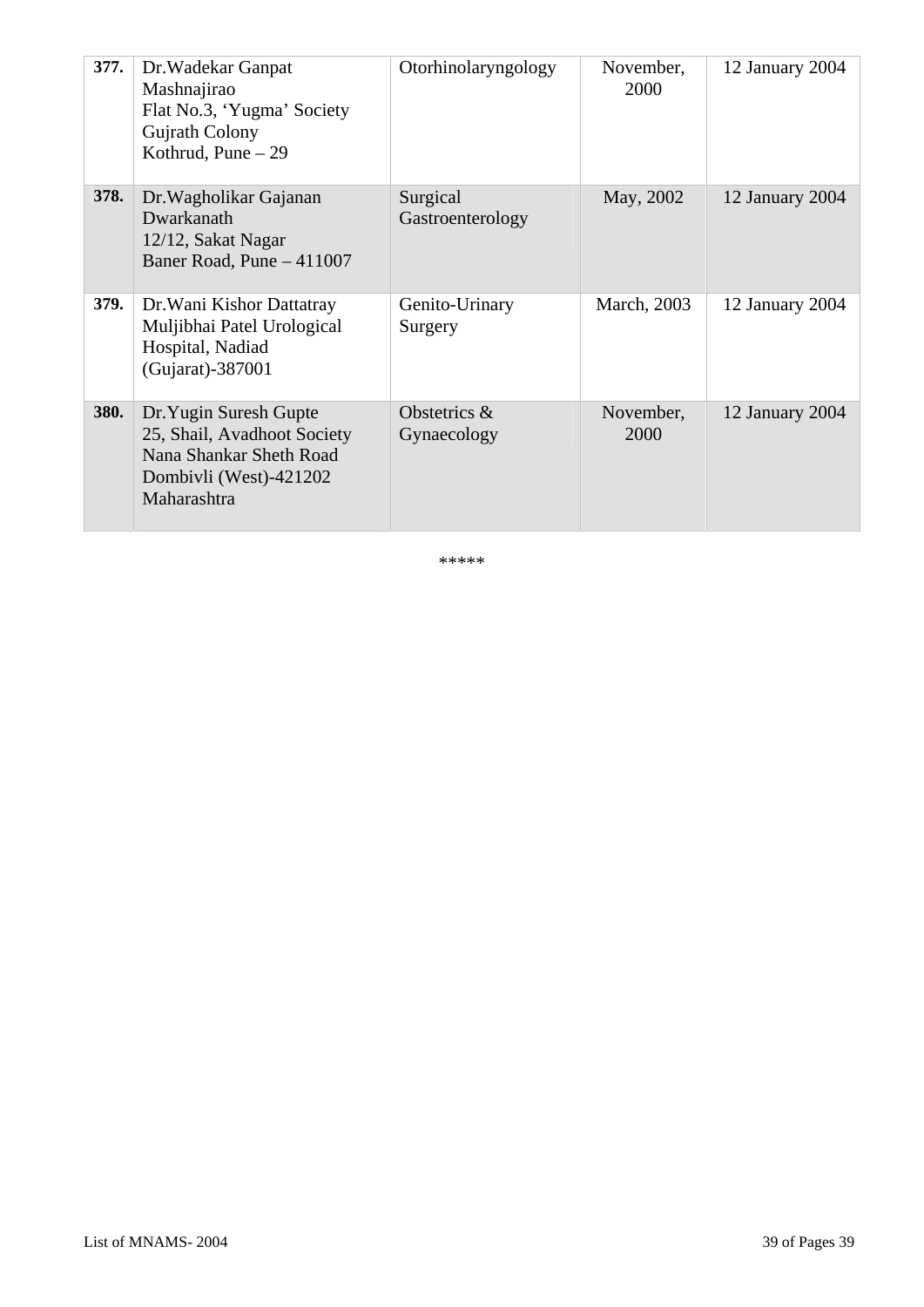| | | | | |
|---|---|---|---|---|
| **377.** | Dr.Wadekar Ganpat Mashnajirao<br>Flat No.3, 'Yugma' Society<br>Gujrath Colony<br>Kothrud, Pune – 29 | Otorhinolaryngology | November, 2000 | 12 January 2004 |
| **378.** | Dr.Wagholikar Gajanan Dwarkanath<br>12/12, Sakat Nagar<br>Baner Road, Pune – 411007 | Surgical Gastroenterology | May, 2002 | 12 January 2004 |
| **379.** | Dr.Wani Kishor Dattatray<br>Muljibhai Patel Urological Hospital, Nadiad<br>(Gujarat)-387001 | Genito-Urinary Surgery | March, 2003 | 12 January 2004 |
| **380.** | Dr.Yugin Suresh Gupte<br>25, Shail, Avadhoot Society<br>Nana Shankar Sheth Road<br>Dombivli (West)-421202<br>Maharashtra | Obstetrics & Gynaecology | November, 2000 | 12 January 2004 |

*****